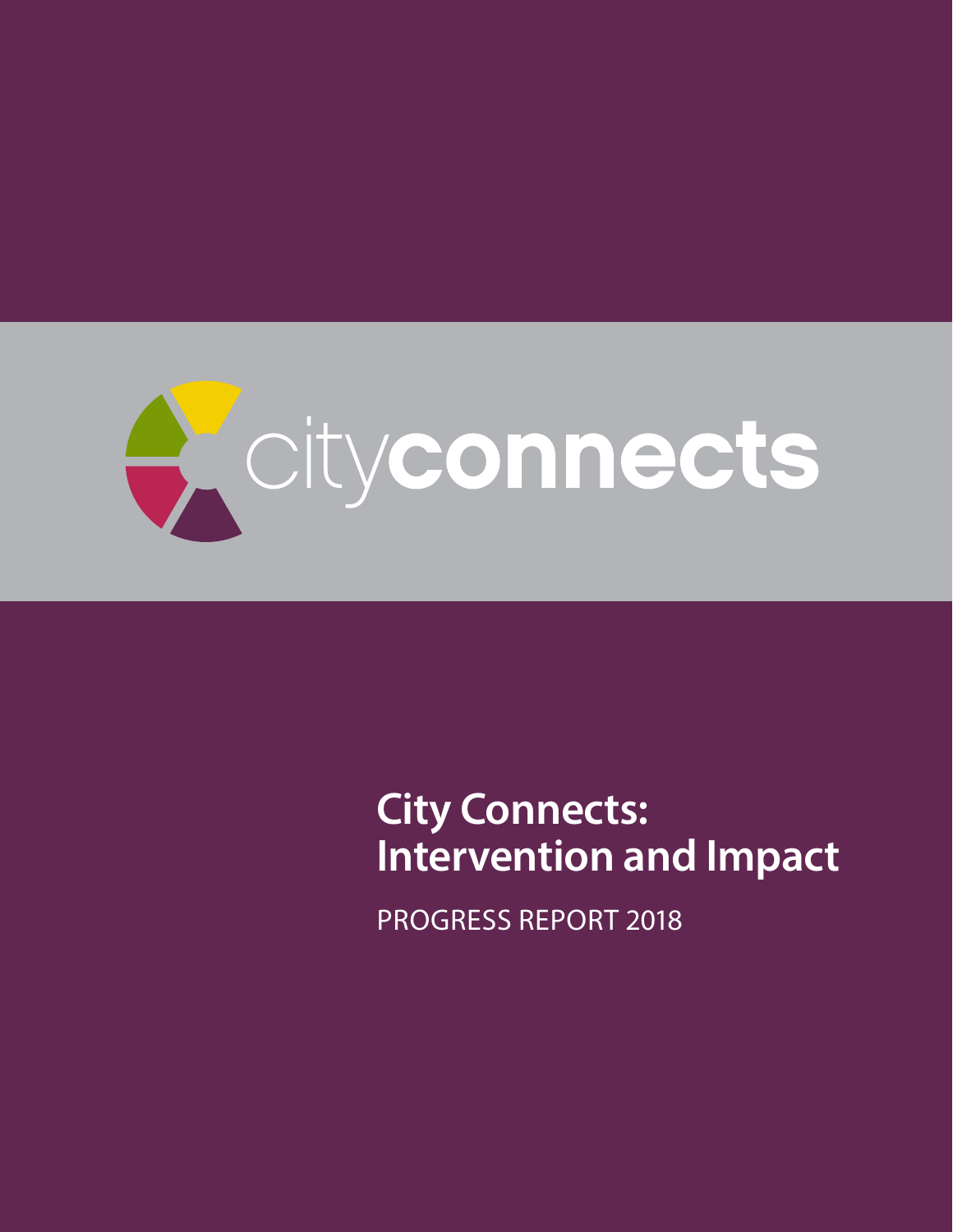cityconnects

# City Connects: Intervention and Impact

PROGRESS REPORT 2018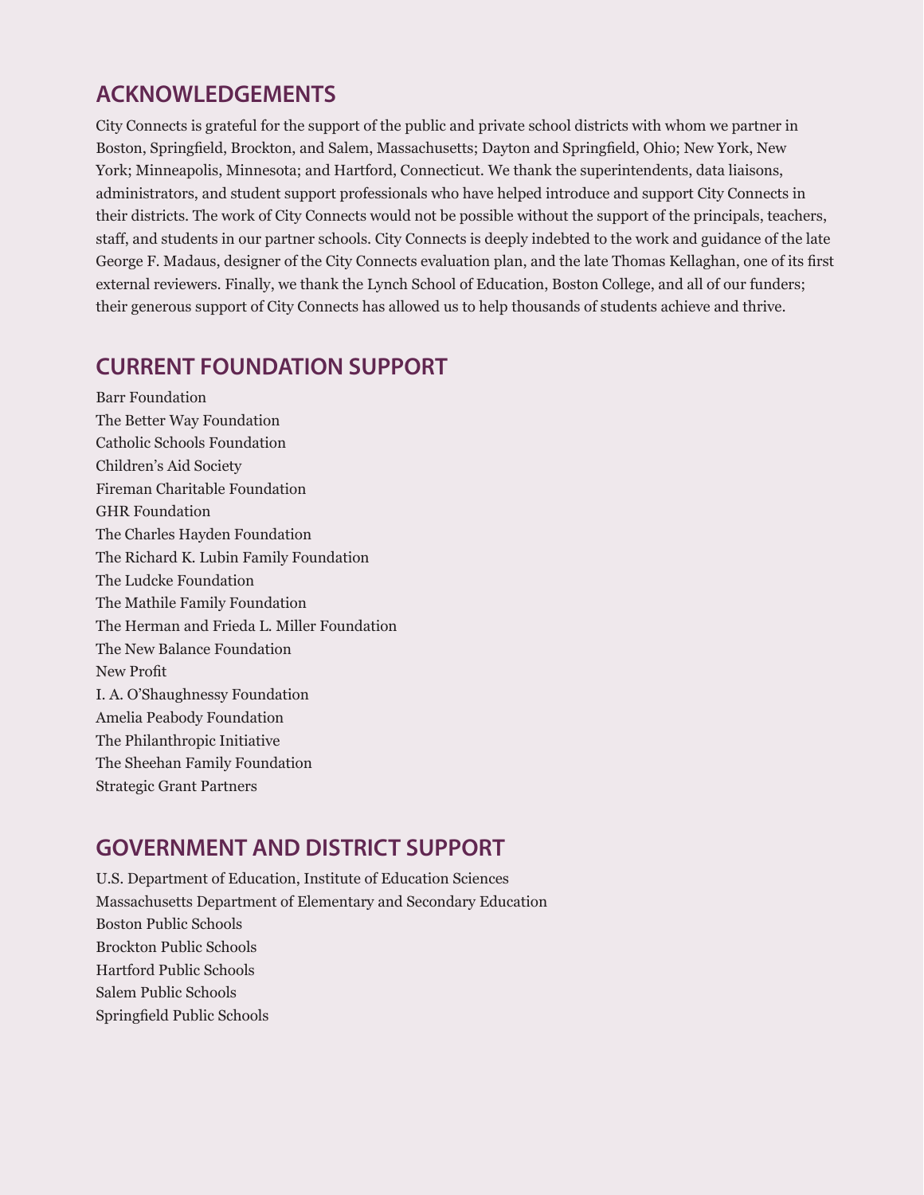## ACKNOWLEDGEMENTS

City Connects is grateful for the support of the public and private school districts with whom we partner in Boston, Springfield, Brockton, and Salem, Massachusetts; Dayton and Springfield, Ohio; New York, New York; Minneapolis, Minnesota; and Hartford, Connecticut. We thank the superintendents, data liaisons, administrators, and student support professionals who have helped introduce and support City Connects in their districts. The work of City Connects would not be possible without the support of the principals, teachers, staff, and students in our partner schools. City Connects is deeply indebted to the work and guidance of the late George F. Madaus, designer of the City Connects evaluation plan, and the late Thomas Kellaghan, one of its first external reviewers. Finally, we thank the Lynch School of Education, Boston College, and all of our funders; their generous support of City Connects has allowed us to help thousands of students achieve and thrive.

## CURRENT FOUNDATION SUPPORT

Barr Foundation
The Better Way Foundation
Catholic Schools Foundation
Children's Aid Society
Fireman Charitable Foundation
GHR Foundation
The Charles Hayden Foundation
The Richard K. Lubin Family Foundation
The Ludcke Foundation
The Mathile Family Foundation
The Herman and Frieda L. Miller Foundation
The New Balance Foundation
New Profit
I. A. O'Shaughnessy Foundation
Amelia Peabody Foundation
The Philanthropic Initiative
The Sheehan Family Foundation
Strategic Grant Partners

## GOVERNMENT AND DISTRICT SUPPORT

U.S. Department of Education, Institute of Education Sciences
Massachusetts Department of Elementary and Secondary Education
Boston Public Schools
Brockton Public Schools
Hartford Public Schools
Salem Public Schools
Springfield Public Schools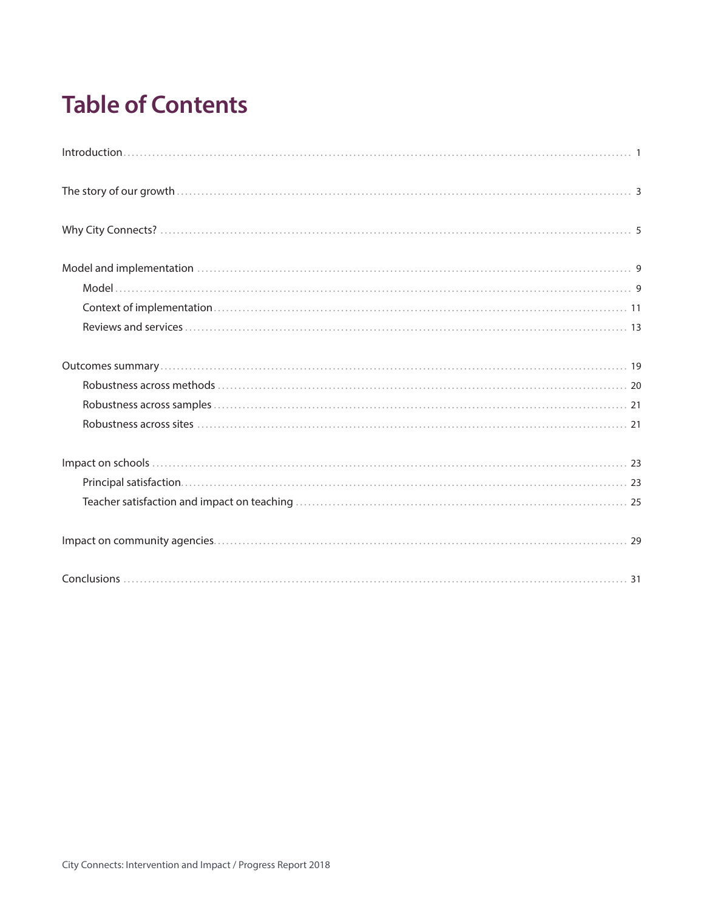# Table of Contents

- Introduction ... 1
- The story of our growth ... 3
- Why City Connects? ... 5
- Model and implementation ... 9
  - Model ... 9
  - Context of implementation ... 11
  - Reviews and services ... 13
- Outcomes summary ... 19
  - Robustness across methods ... 20
  - Robustness across samples ... 21
  - Robustness across sites ... 21
- Impact on schools ... 23
  - Principal satisfaction ... 23
  - Teacher satisfaction and impact on teaching ... 25
- Impact on community agencies ... 29
- Conclusions ... 31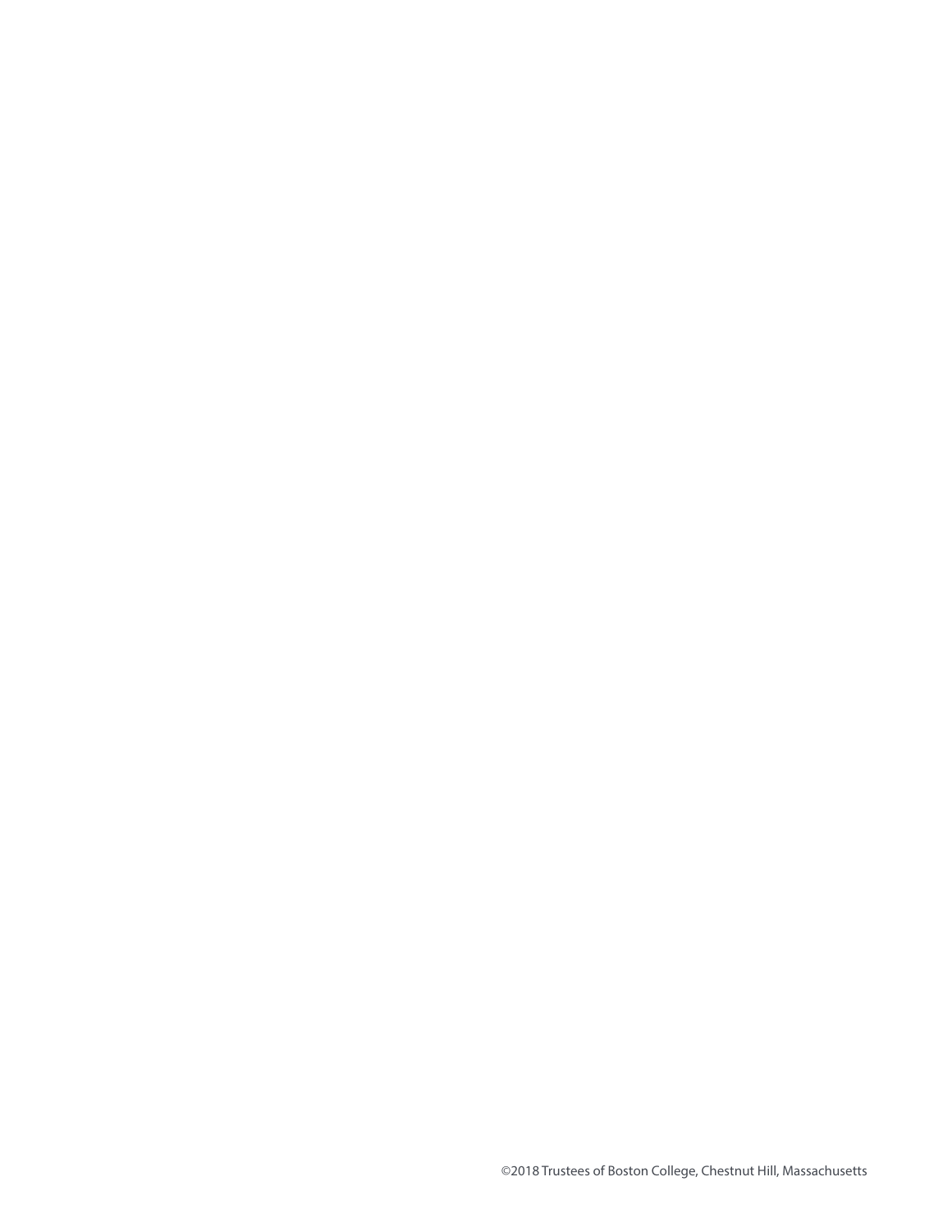©2018 Trustees of Boston College, Chestnut Hill, Massachusetts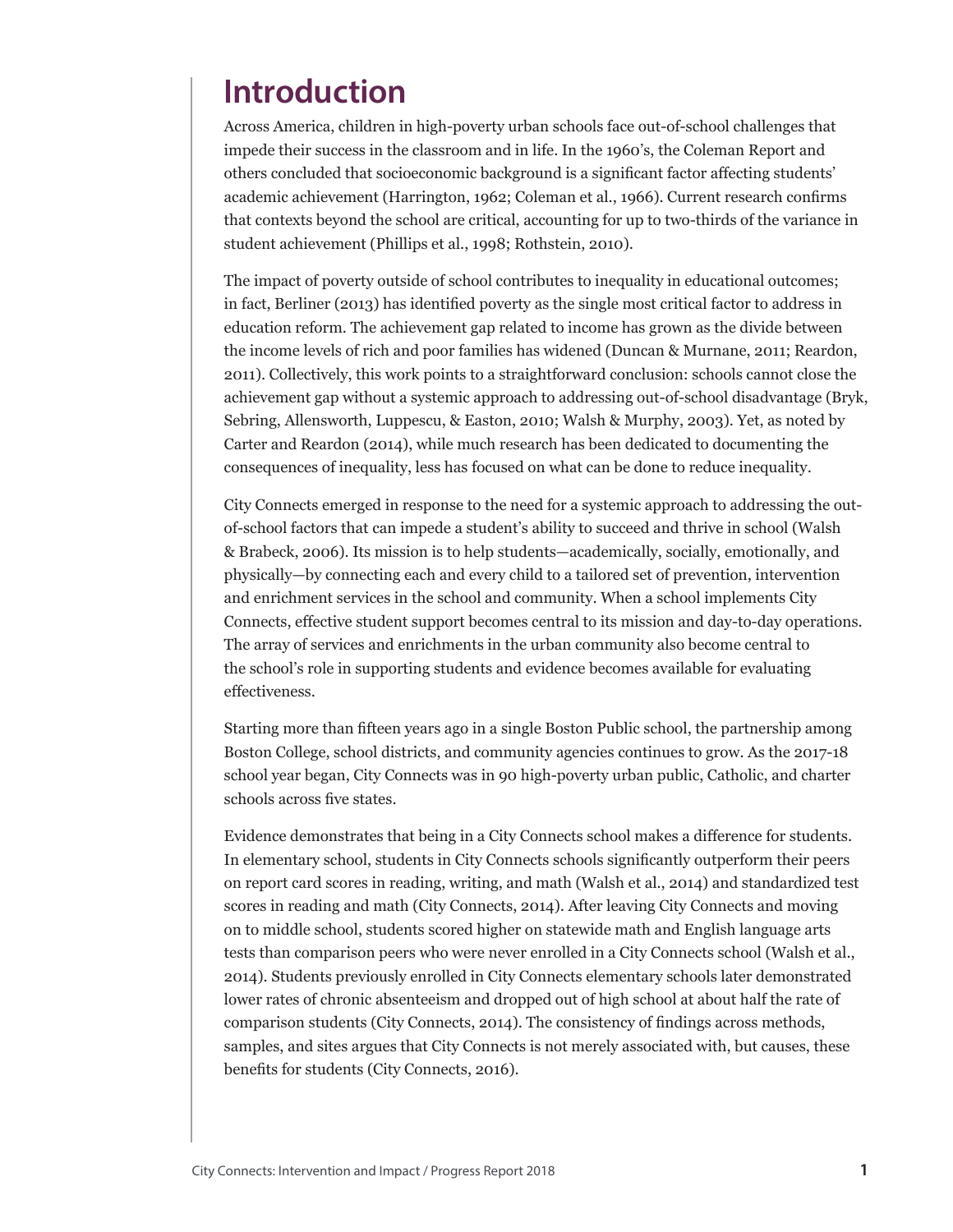# Introduction

Across America, children in high-poverty urban schools face out-of-school challenges that impede their success in the classroom and in life. In the 1960's, the Coleman Report and others concluded that socioeconomic background is a significant factor affecting students' academic achievement (Harrington, 1962; Coleman et al., 1966). Current research confirms that contexts beyond the school are critical, accounting for up to two-thirds of the variance in student achievement (Phillips et al., 1998; Rothstein, 2010).

The impact of poverty outside of school contributes to inequality in educational outcomes; in fact, Berliner (2013) has identified poverty as the single most critical factor to address in education reform. The achievement gap related to income has grown as the divide between the income levels of rich and poor families has widened (Duncan & Murnane, 2011; Reardon, 2011). Collectively, this work points to a straightforward conclusion: schools cannot close the achievement gap without a systemic approach to addressing out-of-school disadvantage (Bryk, Sebring, Allensworth, Luppescu, & Easton, 2010; Walsh & Murphy, 2003). Yet, as noted by Carter and Reardon (2014), while much research has been dedicated to documenting the consequences of inequality, less has focused on what can be done to reduce inequality.

City Connects emerged in response to the need for a systemic approach to addressing the out-of-school factors that can impede a student's ability to succeed and thrive in school (Walsh & Brabeck, 2006). Its mission is to help students—academically, socially, emotionally, and physically—by connecting each and every child to a tailored set of prevention, intervention and enrichment services in the school and community. When a school implements City Connects, effective student support becomes central to its mission and day-to-day operations. The array of services and enrichments in the urban community also become central to the school's role in supporting students and evidence becomes available for evaluating effectiveness.

Starting more than fifteen years ago in a single Boston Public school, the partnership among Boston College, school districts, and community agencies continues to grow. As the 2017-18 school year began, City Connects was in 90 high-poverty urban public, Catholic, and charter schools across five states.

Evidence demonstrates that being in a City Connects school makes a difference for students. In elementary school, students in City Connects schools significantly outperform their peers on report card scores in reading, writing, and math (Walsh et al., 2014) and standardized test scores in reading and math (City Connects, 2014). After leaving City Connects and moving on to middle school, students scored higher on statewide math and English language arts tests than comparison peers who were never enrolled in a City Connects school (Walsh et al., 2014). Students previously enrolled in City Connects elementary schools later demonstrated lower rates of chronic absenteeism and dropped out of high school at about half the rate of comparison students (City Connects, 2014). The consistency of findings across methods, samples, and sites argues that City Connects is not merely associated with, but causes, these benefits for students (City Connects, 2016).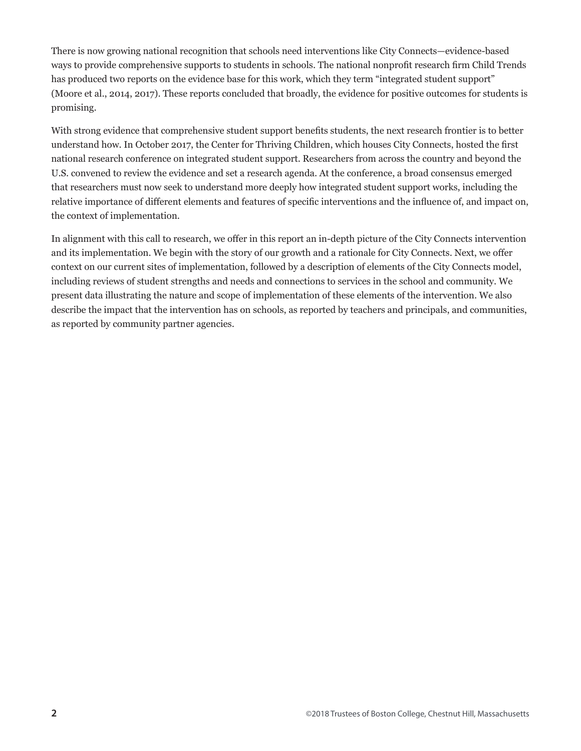There is now growing national recognition that schools need interventions like City Connects—evidence-based ways to provide comprehensive supports to students in schools. The national nonprofit research firm Child Trends has produced two reports on the evidence base for this work, which they term "integrated student support" (Moore et al., 2014, 2017). These reports concluded that broadly, the evidence for positive outcomes for students is promising.

With strong evidence that comprehensive student support benefits students, the next research frontier is to better understand how. In October 2017, the Center for Thriving Children, which houses City Connects, hosted the first national research conference on integrated student support. Researchers from across the country and beyond the U.S. convened to review the evidence and set a research agenda. At the conference, a broad consensus emerged that researchers must now seek to understand more deeply how integrated student support works, including the relative importance of different elements and features of specific interventions and the influence of, and impact on, the context of implementation.

In alignment with this call to research, we offer in this report an in-depth picture of the City Connects intervention and its implementation. We begin with the story of our growth and a rationale for City Connects. Next, we offer context on our current sites of implementation, followed by a description of elements of the City Connects model, including reviews of student strengths and needs and connections to services in the school and community. We present data illustrating the nature and scope of implementation of these elements of the intervention. We also describe the impact that the intervention has on schools, as reported by teachers and principals, and communities, as reported by community partner agencies.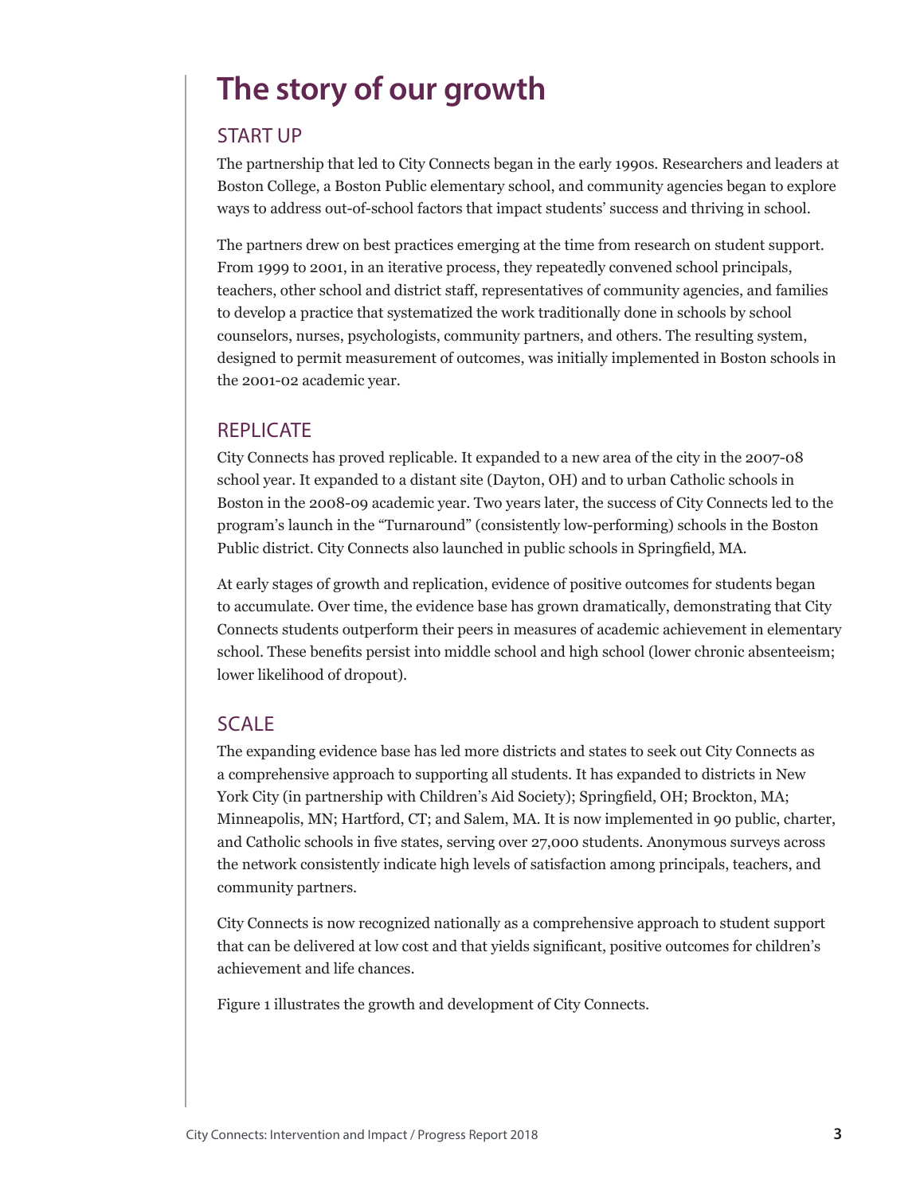# The story of our growth

## START UP

The partnership that led to City Connects began in the early 1990s. Researchers and leaders at Boston College, a Boston Public elementary school, and community agencies began to explore ways to address out-of-school factors that impact students' success and thriving in school.

The partners drew on best practices emerging at the time from research on student support. From 1999 to 2001, in an iterative process, they repeatedly convened school principals, teachers, other school and district staff, representatives of community agencies, and families to develop a practice that systematized the work traditionally done in schools by school counselors, nurses, psychologists, community partners, and others. The resulting system, designed to permit measurement of outcomes, was initially implemented in Boston schools in the 2001-02 academic year.

## REPLICATE

City Connects has proved replicable. It expanded to a new area of the city in the 2007-08 school year. It expanded to a distant site (Dayton, OH) and to urban Catholic schools in Boston in the 2008-09 academic year. Two years later, the success of City Connects led to the program's launch in the "Turnaround" (consistently low-performing) schools in the Boston Public district. City Connects also launched in public schools in Springfield, MA.

At early stages of growth and replication, evidence of positive outcomes for students began to accumulate. Over time, the evidence base has grown dramatically, demonstrating that City Connects students outperform their peers in measures of academic achievement in elementary school. These benefits persist into middle school and high school (lower chronic absenteeism; lower likelihood of dropout).

## SCALE

The expanding evidence base has led more districts and states to seek out City Connects as a comprehensive approach to supporting all students. It has expanded to districts in New York City (in partnership with Children's Aid Society); Springfield, OH; Brockton, MA; Minneapolis, MN; Hartford, CT; and Salem, MA. It is now implemented in 90 public, charter, and Catholic schools in five states, serving over 27,000 students. Anonymous surveys across the network consistently indicate high levels of satisfaction among principals, teachers, and community partners.

City Connects is now recognized nationally as a comprehensive approach to student support that can be delivered at low cost and that yields significant, positive outcomes for children's achievement and life chances.

Figure 1 illustrates the growth and development of City Connects.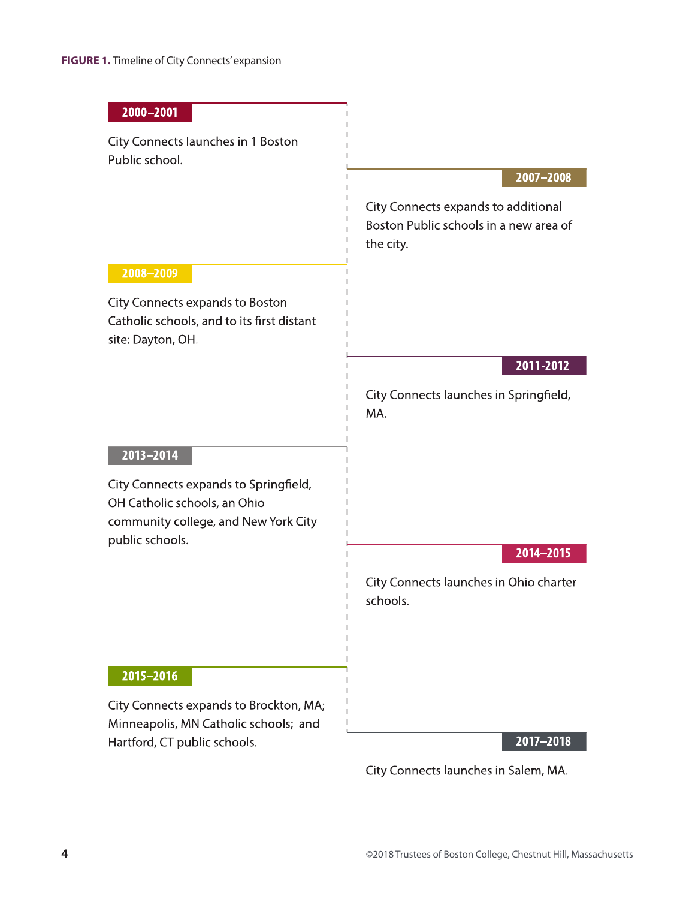**FIGURE 1.** Timeline of City Connects' expansion

**2000–2001**

City Connects launches in 1 Boston Public school.

**2007–2008**

City Connects expands to additional Boston Public schools in a new area of the city.

**2008–2009**

City Connects expands to Boston Catholic schools, and to its first distant site: Dayton, OH.

**2011-2012**

City Connects launches in Springfield, MA.

**2013–2014**

City Connects expands to Springfield, OH Catholic schools, an Ohio community college, and New York City public schools.

**2014–2015**

City Connects launches in Ohio charter schools.

**2015–2016**

City Connects expands to Brockton, MA; Minneapolis, MN Catholic schools; and Hartford, CT public schools.

**2017–2018**

City Connects launches in Salem, MA.

©2018 Trustees of Boston College, Chestnut Hill, Massachusetts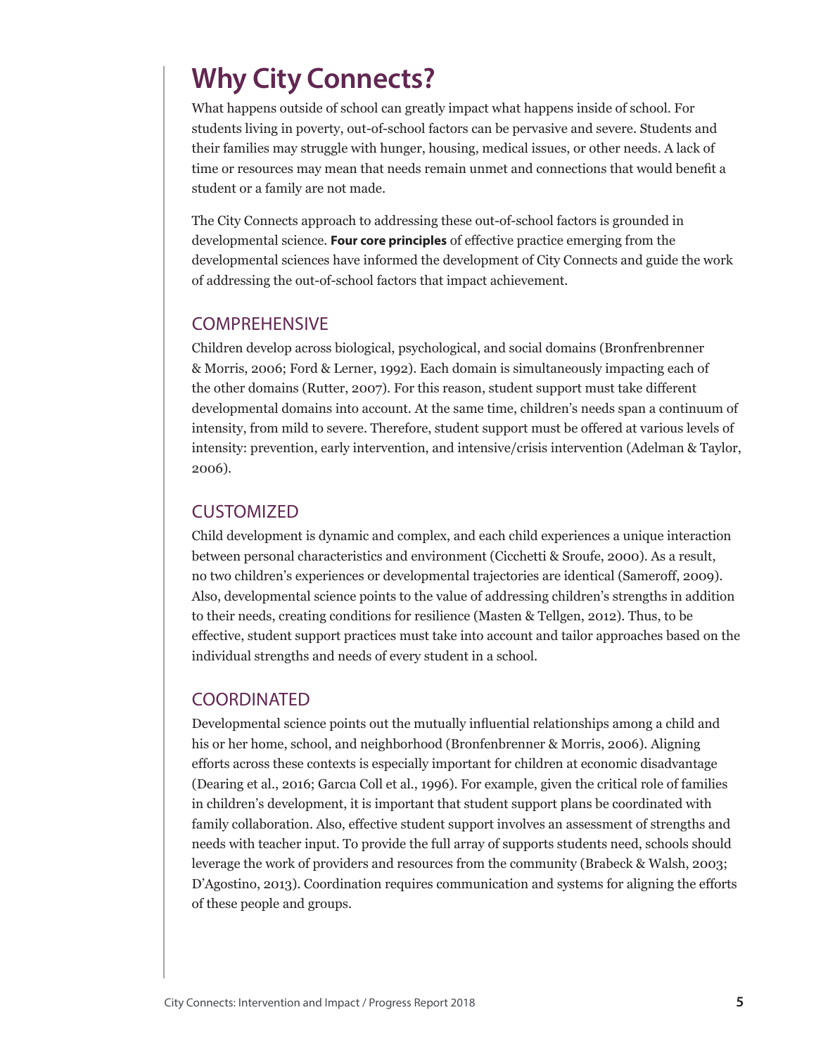# Why City Connects?

What happens outside of school can greatly impact what happens inside of school. For students living in poverty, out-of-school factors can be pervasive and severe. Students and their families may struggle with hunger, housing, medical issues, or other needs. A lack of time or resources may mean that needs remain unmet and connections that would benefit a student or a family are not made.

The City Connects approach to addressing these out-of-school factors is grounded in developmental science. **Four core principles** of effective practice emerging from the developmental sciences have informed the development of City Connects and guide the work of addressing the out-of-school factors that impact achievement.

## COMPREHENSIVE

Children develop across biological, psychological, and social domains (Bronfenbrenner & Morris, 2006; Ford & Lerner, 1992). Each domain is simultaneously impacting each of the other domains (Rutter, 2007). For this reason, student support must take different developmental domains into account. At the same time, children's needs span a continuum of intensity, from mild to severe. Therefore, student support must be offered at various levels of intensity: prevention, early intervention, and intensive/crisis intervention (Adelman & Taylor, 2006).

## CUSTOMIZED

Child development is dynamic and complex, and each child experiences a unique interaction between personal characteristics and environment (Cicchetti & Sroufe, 2000). As a result, no two children's experiences or developmental trajectories are identical (Sameroff, 2009). Also, developmental science points to the value of addressing children's strengths in addition to their needs, creating conditions for resilience (Masten & Tellgen, 2012). Thus, to be effective, student support practices must take into account and tailor approaches based on the individual strengths and needs of every student in a school.

## COORDINATED

Developmental science points out the mutually influential relationships among a child and his or her home, school, and neighborhood (Bronfenbrenner & Morris, 2006). Aligning efforts across these contexts is especially important for children at economic disadvantage (Dearing et al., 2016; Garcıa Coll et al., 1996). For example, given the critical role of families in children's development, it is important that student support plans be coordinated with family collaboration. Also, effective student support involves an assessment of strengths and needs with teacher input. To provide the full array of supports students need, schools should leverage the work of providers and resources from the community (Brabeck & Walsh, 2003; D'Agostino, 2013). Coordination requires communication and systems for aligning the efforts of these people and groups.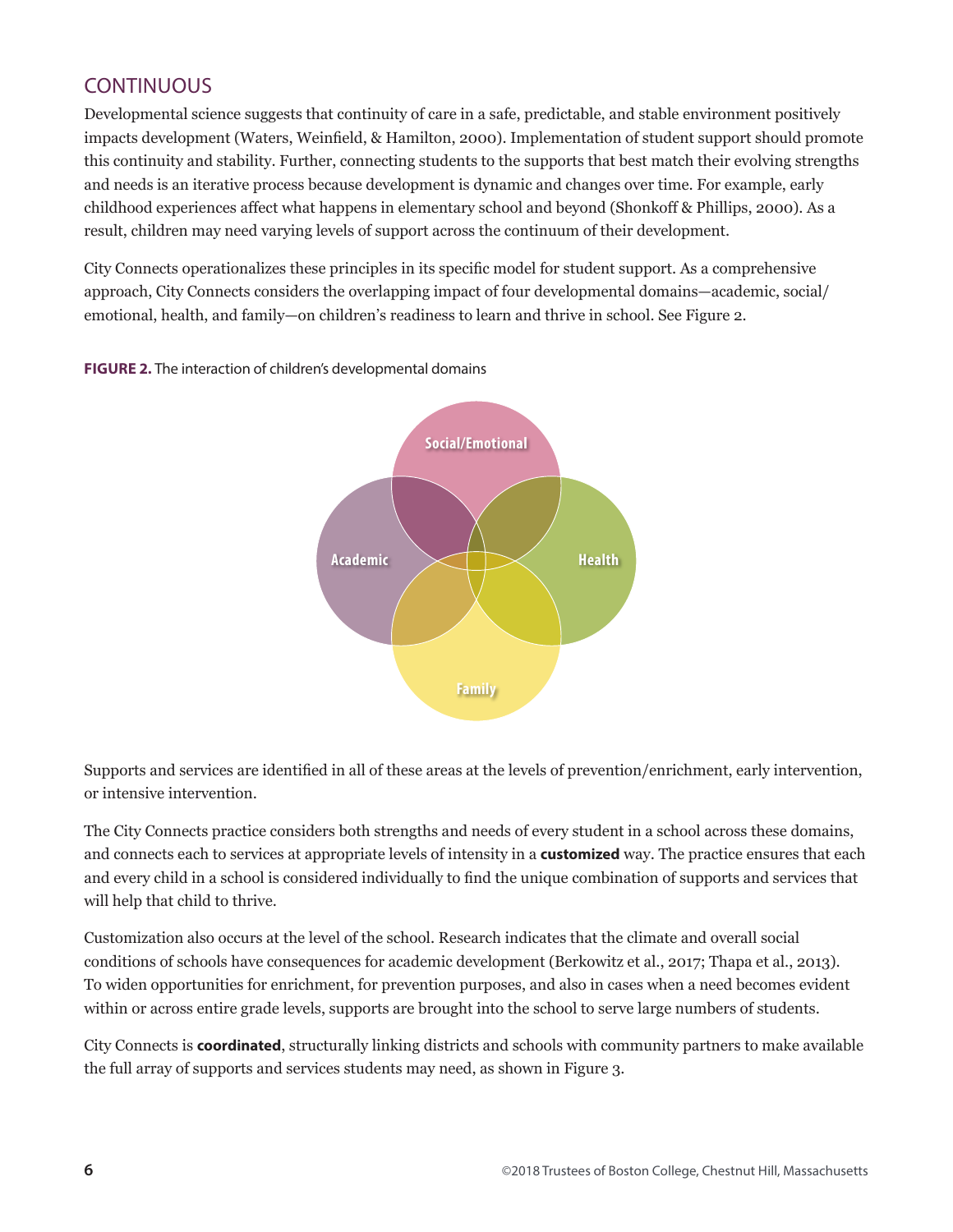## CONTINUOUS

Developmental science suggests that continuity of care in a safe, predictable, and stable environment positively impacts development (Waters, Weinfield, & Hamilton, 2000). Implementation of student support should promote this continuity and stability. Further, connecting students to the supports that best match their evolving strengths and needs is an iterative process because development is dynamic and changes over time. For example, early childhood experiences affect what happens in elementary school and beyond (Shonkoff & Phillips, 2000). As a result, children may need varying levels of support across the continuum of their development.

City Connects operationalizes these principles in its specific model for student support. As a comprehensive approach, City Connects considers the overlapping impact of four developmental domains—academic, social/emotional, health, and family—on children's readiness to learn and thrive in school. See Figure 2.

**FIGURE 2.** The interaction of children's developmental domains

Social/Emotional

Academic

Health

Family

Supports and services are identified in all of these areas at the levels of prevention/enrichment, early intervention, or intensive intervention.

The City Connects practice considers both strengths and needs of every student in a school across these domains, and connects each to services at appropriate levels of intensity in a **customized** way. The practice ensures that each and every child in a school is considered individually to find the unique combination of supports and services that will help that child to thrive.

Customization also occurs at the level of the school. Research indicates that the climate and overall social conditions of schools have consequences for academic development (Berkowitz et al., 2017; Thapa et al., 2013). To widen opportunities for enrichment, for prevention purposes, and also in cases when a need becomes evident within or across entire grade levels, supports are brought into the school to serve large numbers of students.

City Connects is **coordinated**, structurally linking districts and schools with community partners to make available the full array of supports and services students may need, as shown in Figure 3.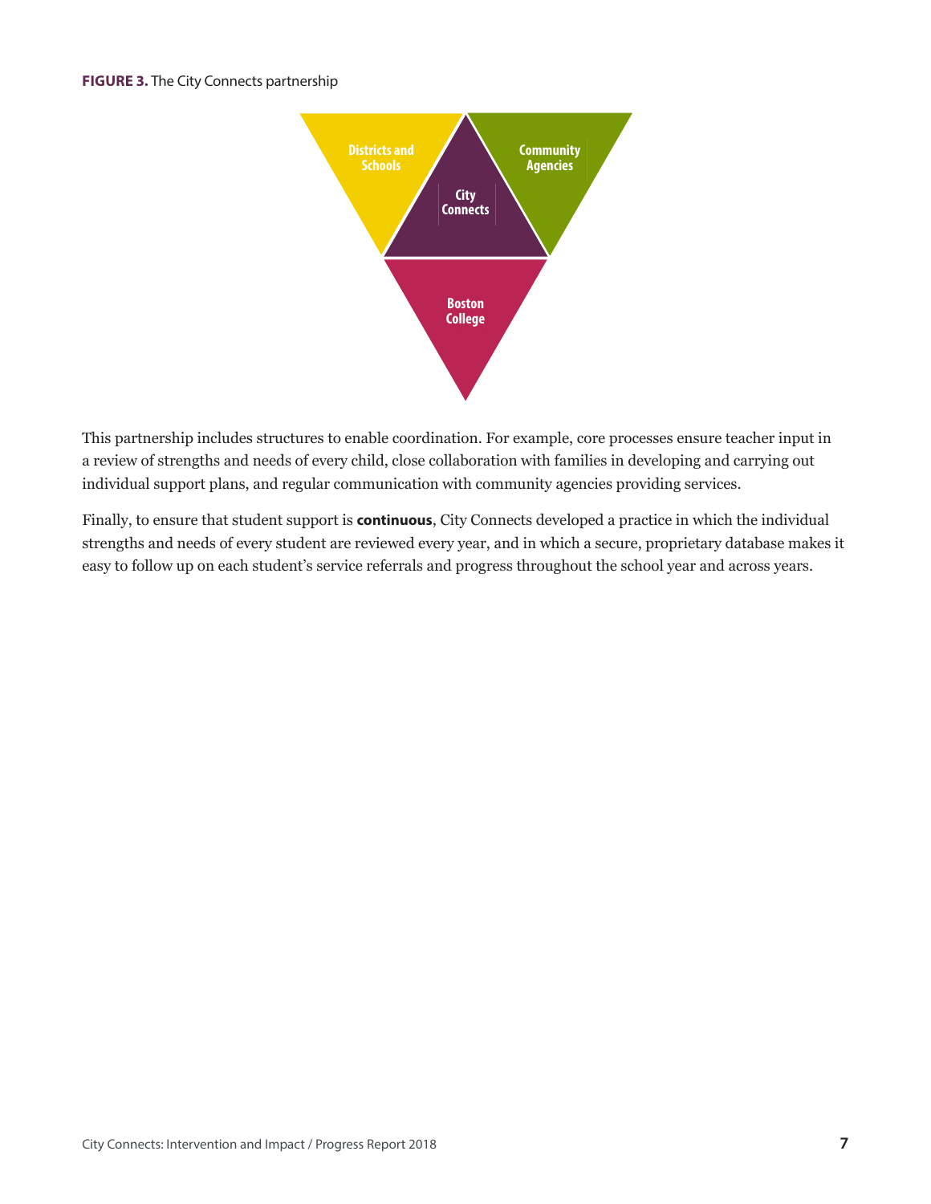**FIGURE 3.** The City Connects partnership

Districts and Schools

Community Agencies

City Connects

Boston College

This partnership includes structures to enable coordination. For example, core processes ensure teacher input in a review of strengths and needs of every child, close collaboration with families in developing and carrying out individual support plans, and regular communication with community agencies providing services.

Finally, to ensure that student support is **continuous**, City Connects developed a practice in which the individual strengths and needs of every student are reviewed every year, and in which a secure, proprietary database makes it easy to follow up on each student's service referrals and progress throughout the school year and across years.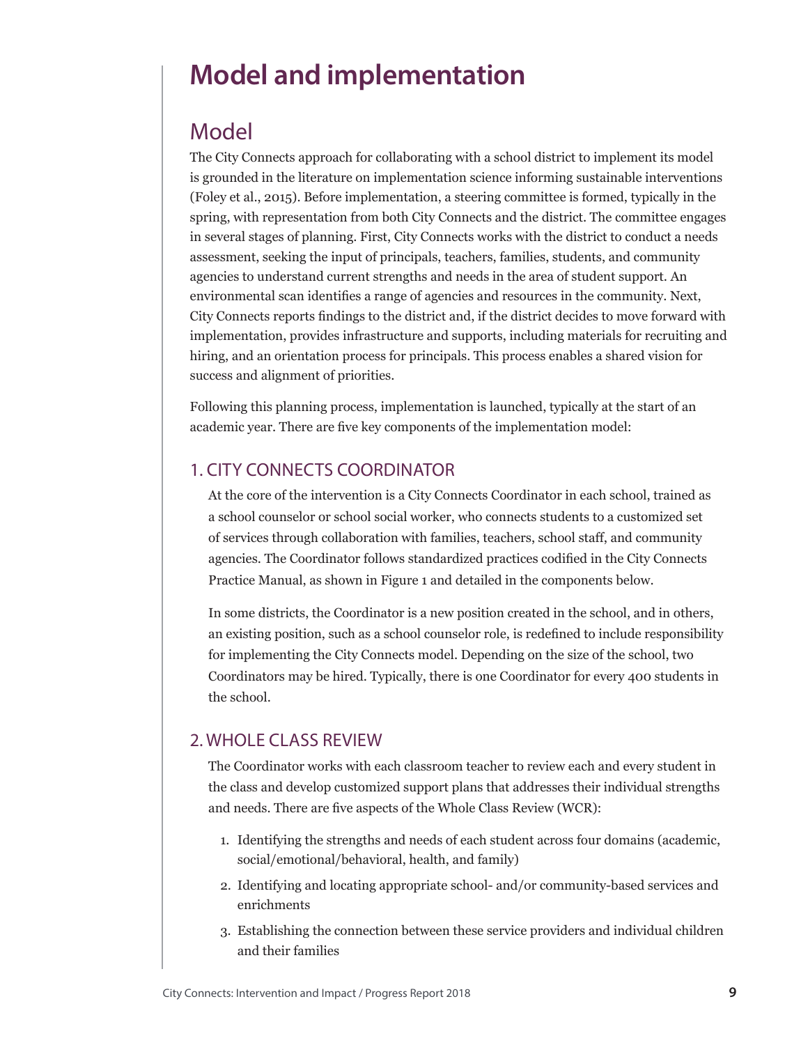# Model and implementation

## Model

The City Connects approach for collaborating with a school district to implement its model is grounded in the literature on implementation science informing sustainable interventions (Foley et al., 2015). Before implementation, a steering committee is formed, typically in the spring, with representation from both City Connects and the district. The committee engages in several stages of planning. First, City Connects works with the district to conduct a needs assessment, seeking the input of principals, teachers, families, students, and community agencies to understand current strengths and needs in the area of student support. An environmental scan identifies a range of agencies and resources in the community. Next, City Connects reports findings to the district and, if the district decides to move forward with implementation, provides infrastructure and supports, including materials for recruiting and hiring, and an orientation process for principals. This process enables a shared vision for success and alignment of priorities.

Following this planning process, implementation is launched, typically at the start of an academic year. There are five key components of the implementation model:

### 1. CITY CONNECTS COORDINATOR

At the core of the intervention is a City Connects Coordinator in each school, trained as a school counselor or school social worker, who connects students to a customized set of services through collaboration with families, teachers, school staff, and community agencies. The Coordinator follows standardized practices codified in the City Connects Practice Manual, as shown in Figure 1 and detailed in the components below.

In some districts, the Coordinator is a new position created in the school, and in others, an existing position, such as a school counselor role, is redefined to include responsibility for implementing the City Connects model. Depending on the size of the school, two Coordinators may be hired. Typically, there is one Coordinator for every 400 students in the school.

### 2. WHOLE CLASS REVIEW

The Coordinator works with each classroom teacher to review each and every student in the class and develop customized support plans that addresses their individual strengths and needs. There are five aspects of the Whole Class Review (WCR):

1. Identifying the strengths and needs of each student across four domains (academic, social/emotional/behavioral, health, and family)
2. Identifying and locating appropriate school- and/or community-based services and enrichments
3. Establishing the connection between these service providers and individual children and their families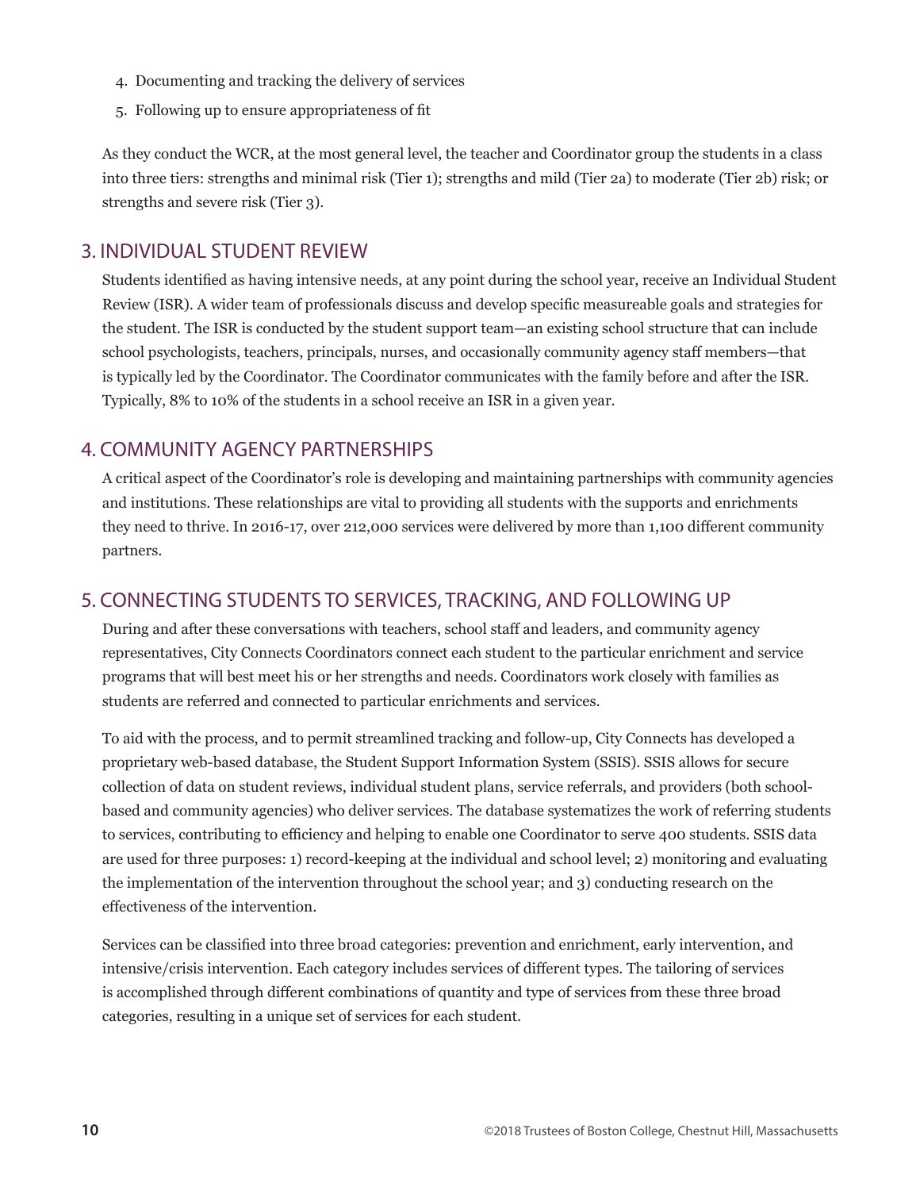4. Documenting and tracking the delivery of services
5. Following up to ensure appropriateness of fit

As they conduct the WCR, at the most general level, the teacher and Coordinator group the students in a class into three tiers: strengths and minimal risk (Tier 1); strengths and mild (Tier 2a) to moderate (Tier 2b) risk; or strengths and severe risk (Tier 3).

## 3. INDIVIDUAL STUDENT REVIEW

Students identified as having intensive needs, at any point during the school year, receive an Individual Student Review (ISR). A wider team of professionals discuss and develop specific measureable goals and strategies for the student. The ISR is conducted by the student support team—an existing school structure that can include school psychologists, teachers, principals, nurses, and occasionally community agency staff members—that is typically led by the Coordinator. The Coordinator communicates with the family before and after the ISR. Typically, 8% to 10% of the students in a school receive an ISR in a given year.

## 4. COMMUNITY AGENCY PARTNERSHIPS

A critical aspect of the Coordinator's role is developing and maintaining partnerships with community agencies and institutions. These relationships are vital to providing all students with the supports and enrichments they need to thrive. In 2016-17, over 212,000 services were delivered by more than 1,100 different community partners.

## 5. CONNECTING STUDENTS TO SERVICES, TRACKING, AND FOLLOWING UP

During and after these conversations with teachers, school staff and leaders, and community agency representatives, City Connects Coordinators connect each student to the particular enrichment and service programs that will best meet his or her strengths and needs. Coordinators work closely with families as students are referred and connected to particular enrichments and services.

To aid with the process, and to permit streamlined tracking and follow-up, City Connects has developed a proprietary web-based database, the Student Support Information System (SSIS). SSIS allows for secure collection of data on student reviews, individual student plans, service referrals, and providers (both school-based and community agencies) who deliver services. The database systematizes the work of referring students to services, contributing to efficiency and helping to enable one Coordinator to serve 400 students. SSIS data are used for three purposes: 1) record-keeping at the individual and school level; 2) monitoring and evaluating the implementation of the intervention throughout the school year; and 3) conducting research on the effectiveness of the intervention.

Services can be classified into three broad categories: prevention and enrichment, early intervention, and intensive/crisis intervention. Each category includes services of different types. The tailoring of services is accomplished through different combinations of quantity and type of services from these three broad categories, resulting in a unique set of services for each student.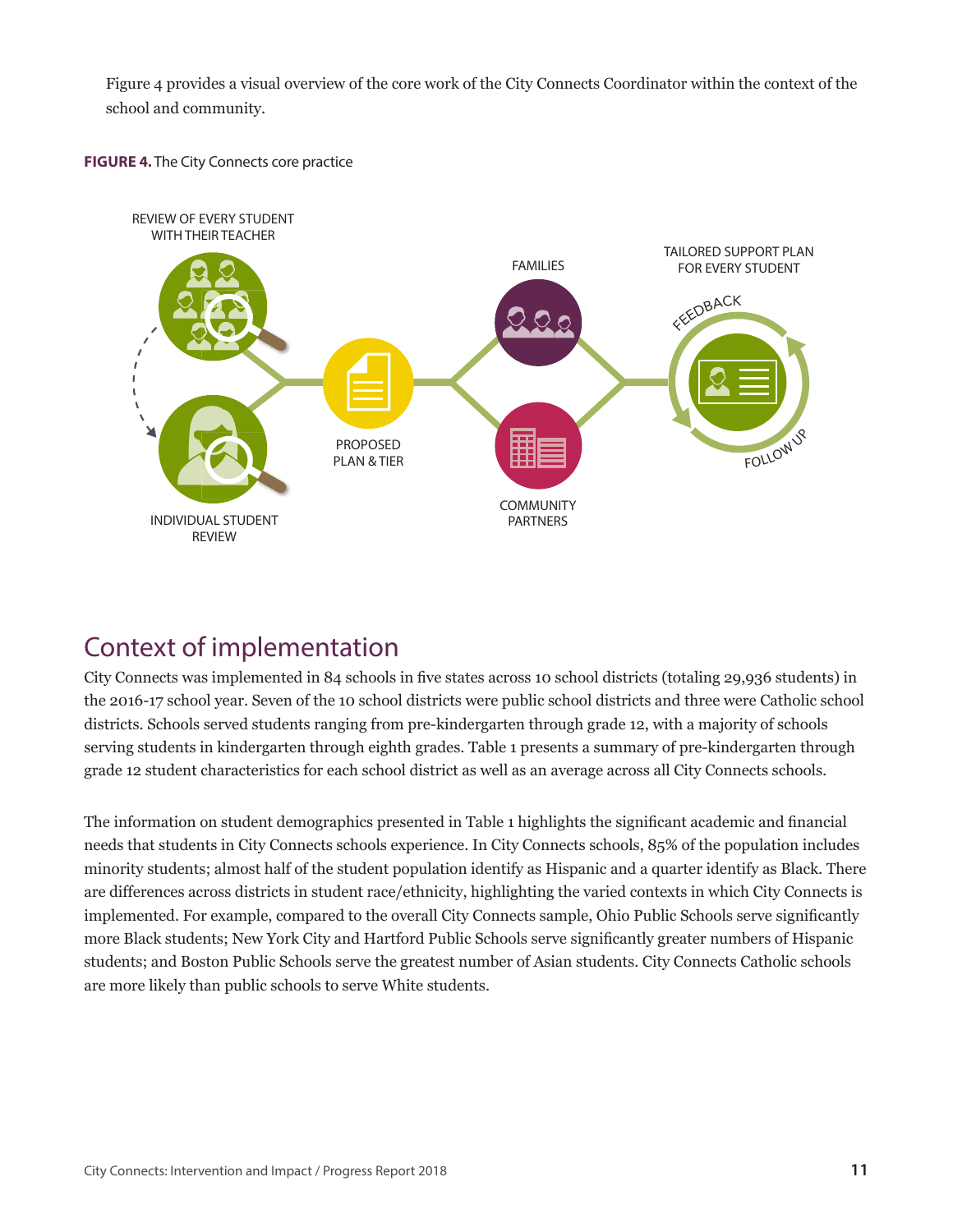Figure 4 provides a visual overview of the core work of the City Connects Coordinator within the context of the school and community.

**FIGURE 4.** The City Connects core practice

REVIEW OF EVERY STUDENT WITH THEIR TEACHER

INDIVIDUAL STUDENT REVIEW

PROPOSED PLAN & TIER

FAMILIES

COMMUNITY PARTNERS

TAILORED SUPPORT PLAN FOR EVERY STUDENT

FEEDBACK

FOLLOW UP

## Context of implementation

City Connects was implemented in 84 schools in five states across 10 school districts (totaling 29,936 students) in the 2016-17 school year. Seven of the 10 school districts were public school districts and three were Catholic school districts. Schools served students ranging from pre-kindergarten through grade 12, with a majority of schools serving students in kindergarten through eighth grades. Table 1 presents a summary of pre-kindergarten through grade 12 student characteristics for each school district as well as an average across all City Connects schools.

The information on student demographics presented in Table 1 highlights the significant academic and financial needs that students in City Connects schools experience. In City Connects schools, 85% of the population includes minority students; almost half of the student population identify as Hispanic and a quarter identify as Black. There are differences across districts in student race/ethnicity, highlighting the varied contexts in which City Connects is implemented. For example, compared to the overall City Connects sample, Ohio Public Schools serve significantly more Black students; New York City and Hartford Public Schools serve significantly greater numbers of Hispanic students; and Boston Public Schools serve the greatest number of Asian students. City Connects Catholic schools are more likely than public schools to serve White students.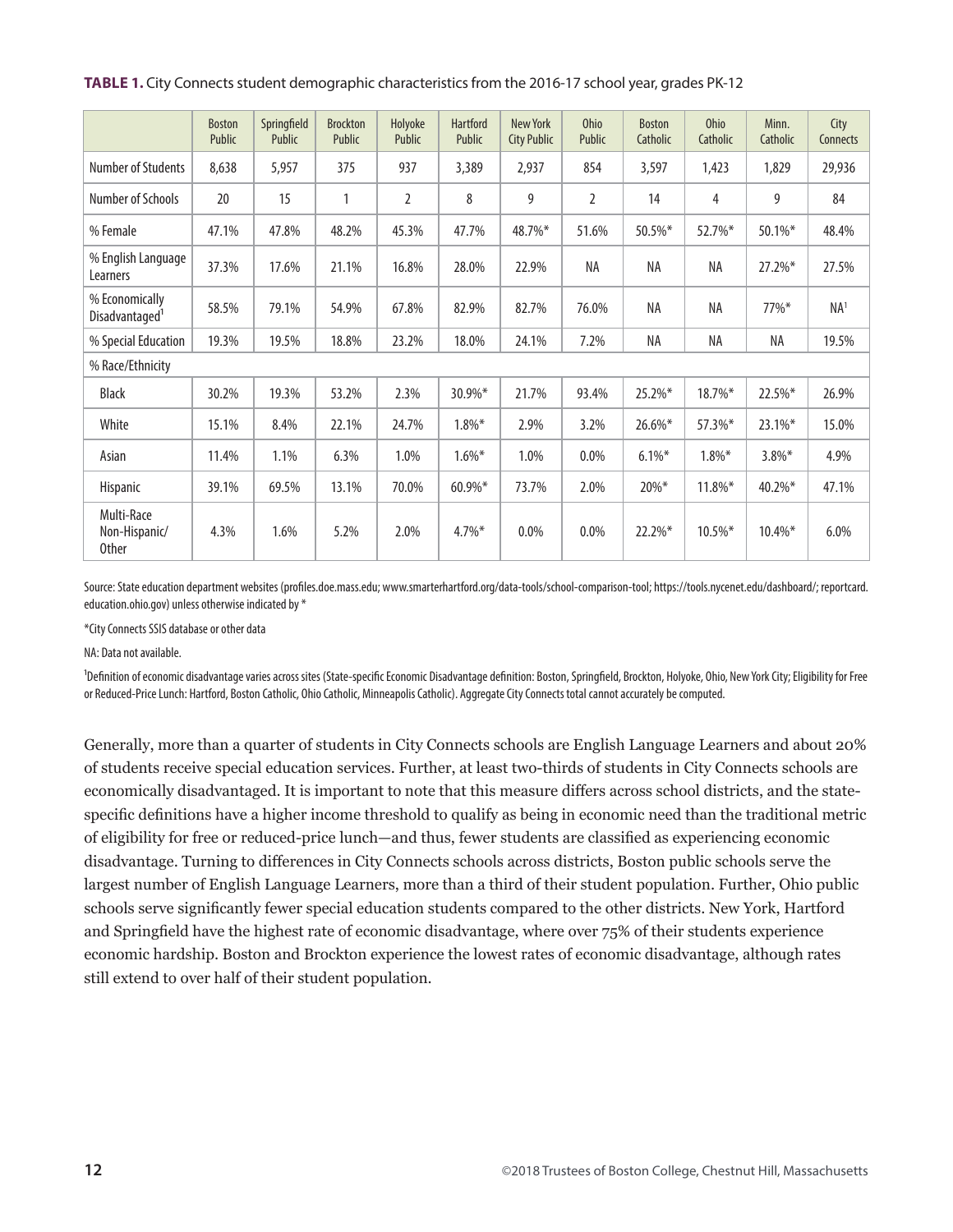**TABLE 1.** City Connects student demographic characteristics from the 2016-17 school year, grades PK-12

| | Boston Public | Springfield Public | Brockton Public | Holyoke Public | Hartford Public | New York City Public | Ohio Public | Boston Catholic | Ohio Catholic | Minn. Catholic | City Connects |
|---|---|---|---|---|---|---|---|---|---|---|---|
| Number of Students | 8,638 | 5,957 | 375 | 937 | 3,389 | 2,937 | 854 | 3,597 | 1,423 | 1,829 | 29,936 |
| Number of Schools | 20 | 15 | 1 | 2 | 8 | 9 | 2 | 14 | 4 | 9 | 84 |
| % Female | 47.1% | 47.8% | 48.2% | 45.3% | 47.7% | 48.7%* | 51.6% | 50.5%* | 52.7%* | 50.1%* | 48.4% |
| % English Language Learners | 37.3% | 17.6% | 21.1% | 16.8% | 28.0% | 22.9% | NA | NA | NA | 27.2%* | 27.5% |
| % Economically Disadvantaged[1] | 58.5% | 79.1% | 54.9% | 67.8% | 82.9% | 82.7% | 76.0% | NA | NA | 77%* | NA[1] |
| % Special Education | 19.3% | 19.5% | 18.8% | 23.2% | 18.0% | 24.1% | 7.2% | NA | NA | NA | 19.5% |
| % Race/Ethnicity | | | | | | | | | | | |
| Black | 30.2% | 19.3% | 53.2% | 2.3% | 30.9%* | 21.7% | 93.4% | 25.2%* | 18.7%* | 22.5%* | 26.9% |
| White | 15.1% | 8.4% | 22.1% | 24.7% | 1.8%* | 2.9% | 3.2% | 26.6%* | 57.3%* | 23.1%* | 15.0% |
| Asian | 11.4% | 1.1% | 6.3% | 1.0% | 1.6%* | 1.0% | 0.0% | 6.1%* | 1.8%* | 3.8%* | 4.9% |
| Hispanic | 39.1% | 69.5% | 13.1% | 70.0% | 60.9%* | 73.7% | 2.0% | 20%* | 11.8%* | 40.2%* | 47.1% |
| Multi-Race Non-Hispanic/ Other | 4.3% | 1.6% | 5.2% | 2.0% | 4.7%* | 0.0% | 0.0% | 22.2%* | 10.5%* | 10.4%* | 6.0% |

Source: State education department websites (profiles.doe.mass.edu; www.smarterhartford.org/data-tools/school-comparison-tool; https://tools.nycenet.edu/dashboard/; reportcard.education.ohio.gov) unless otherwise indicated by *

*City Connects SSIS database or other data

NA: Data not available.

[1]Definition of economic disadvantage varies across sites (State-specific Economic Disadvantage definition: Boston, Springfield, Brockton, Holyoke, Ohio, New York City; Eligibility for Free or Reduced-Price Lunch: Hartford, Boston Catholic, Ohio Catholic, Minneapolis Catholic). Aggregate City Connects total cannot accurately be computed.

Generally, more than a quarter of students in City Connects schools are English Language Learners and about 20% of students receive special education services. Further, at least two-thirds of students in City Connects schools are economically disadvantaged. It is important to note that this measure differs across school districts, and the state-specific definitions have a higher income threshold to qualify as being in economic need than the traditional metric of eligibility for free or reduced-price lunch—and thus, fewer students are classified as experiencing economic disadvantage. Turning to differences in City Connects schools across districts, Boston public schools serve the largest number of English Language Learners, more than a third of their student population. Further, Ohio public schools serve significantly fewer special education students compared to the other districts. New York, Hartford and Springfield have the highest rate of economic disadvantage, where over 75% of their students experience economic hardship. Boston and Brockton experience the lowest rates of economic disadvantage, although rates still extend to over half of their student population.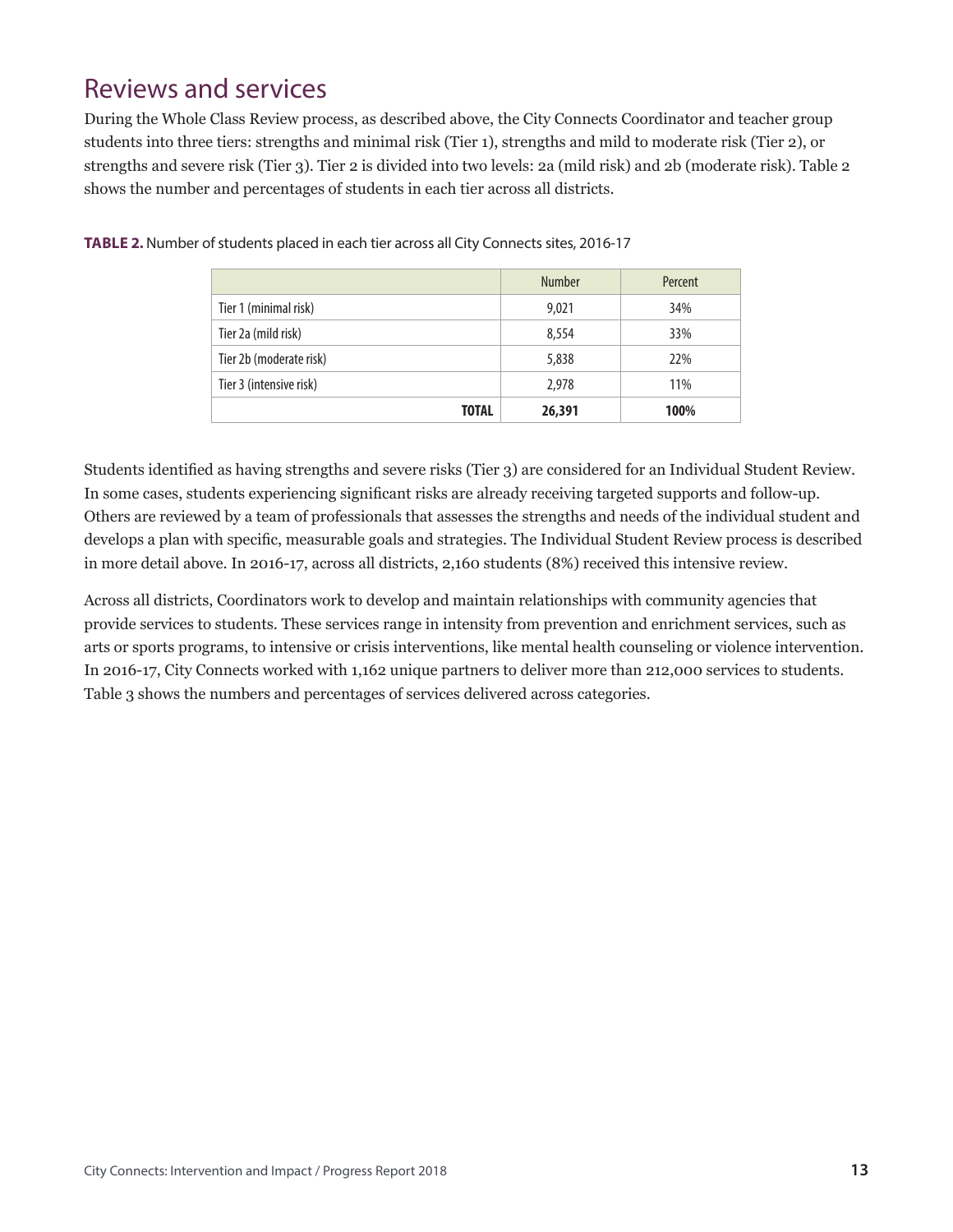## Reviews and services

During the Whole Class Review process, as described above, the City Connects Coordinator and teacher group students into three tiers: strengths and minimal risk (Tier 1), strengths and mild to moderate risk (Tier 2), or strengths and severe risk (Tier 3). Tier 2 is divided into two levels: 2a (mild risk) and 2b (moderate risk). Table 2 shows the number and percentages of students in each tier across all districts.

**TABLE 2.** Number of students placed in each tier across all City Connects sites, 2016-17

| | Number | Percent |
|---|---|---|
| Tier 1 (minimal risk) | 9,021 | 34% |
| Tier 2a (mild risk) | 8,554 | 33% |
| Tier 2b (moderate risk) | 5,838 | 22% |
| Tier 3 (intensive risk) | 2,978 | 11% |
| **TOTAL** | **26,391** | **100%** |

Students identified as having strengths and severe risks (Tier 3) are considered for an Individual Student Review. In some cases, students experiencing significant risks are already receiving targeted supports and follow-up. Others are reviewed by a team of professionals that assesses the strengths and needs of the individual student and develops a plan with specific, measurable goals and strategies. The Individual Student Review process is described in more detail above. In 2016-17, across all districts, 2,160 students (8%) received this intensive review.

Across all districts, Coordinators work to develop and maintain relationships with community agencies that provide services to students. These services range in intensity from prevention and enrichment services, such as arts or sports programs, to intensive or crisis interventions, like mental health counseling or violence intervention. In 2016-17, City Connects worked with 1,162 unique partners to deliver more than 212,000 services to students. Table 3 shows the numbers and percentages of services delivered across categories.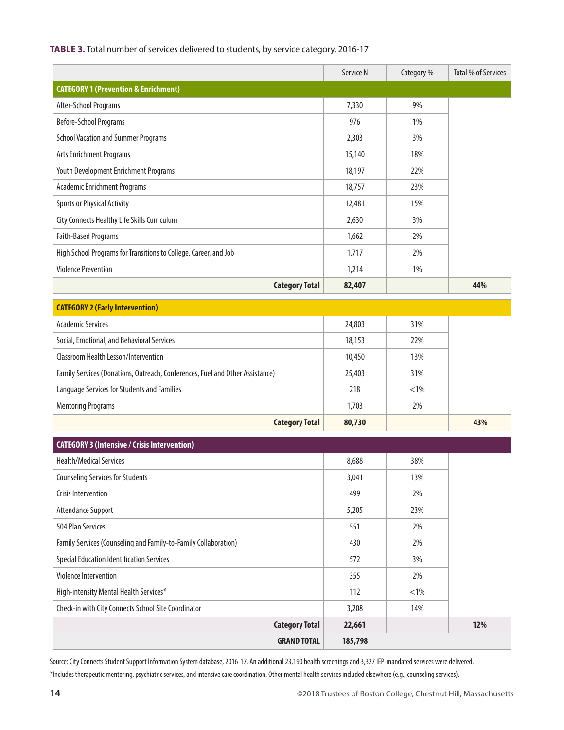**TABLE 3.** Total number of services delivered to students, by service category, 2016-17

| | Service N | Category % | Total % of Services |
|---|---|---|---|
| **CATEGORY 1 (Prevention & Enrichment)** | | | |
| After-School Programs | 7,330 | 9% | |
| Before-School Programs | 976 | 1% | |
| School Vacation and Summer Programs | 2,303 | 3% | |
| Arts Enrichment Programs | 15,140 | 18% | |
| Youth Development Enrichment Programs | 18,197 | 22% | |
| Academic Enrichment Programs | 18,757 | 23% | |
| Sports or Physical Activity | 12,481 | 15% | |
| City Connects Healthy Life Skills Curriculum | 2,630 | 3% | |
| Faith-Based Programs | 1,662 | 2% | |
| High School Programs for Transitions to College, Career, and Job | 1,717 | 2% | |
| Violence Prevention | 1,214 | 1% | |
| **Category Total** | **82,407** | | **44%** |
| **CATEGORY 2 (Early Intervention)** | | | |
| Academic Services | 24,803 | 31% | |
| Social, Emotional, and Behavioral Services | 18,153 | 22% | |
| Classroom Health Lesson/Intervention | 10,450 | 13% | |
| Family Services (Donations, Outreach, Conferences, Fuel and Other Assistance) | 25,403 | 31% | |
| Language Services for Students and Families | 218 | <1% | |
| Mentoring Programs | 1,703 | 2% | |
| **Category Total** | **80,730** | | **43%** |
| **CATEGORY 3 (Intensive / Crisis Intervention)** | | | |
| Health/Medical Services | 8,688 | 38% | |
| Counseling Services for Students | 3,041 | 13% | |
| Crisis Intervention | 499 | 2% | |
| Attendance Support | 5,205 | 23% | |
| 504 Plan Services | 551 | 2% | |
| Family Services (Counseling and Family-to-Family Collaboration) | 430 | 2% | |
| Special Education Identification Services | 572 | 3% | |
| Violence Intervention | 355 | 2% | |
| High-intensity Mental Health Services* | 112 | <1% | |
| Check-in with City Connects School Site Coordinator | 3,208 | 14% | |
| **Category Total** | **22,661** | | **12%** |
| **GRAND TOTAL** | **185,798** | | |

Source: City Connects Student Support Information System database, 2016-17. An additional 23,190 health screenings and 3,327 IEP-mandated services were delivered.

*Includes therapeutic mentoring, psychiatric services, and intensive care coordination. Other mental health services included elsewhere (e.g., counseling services).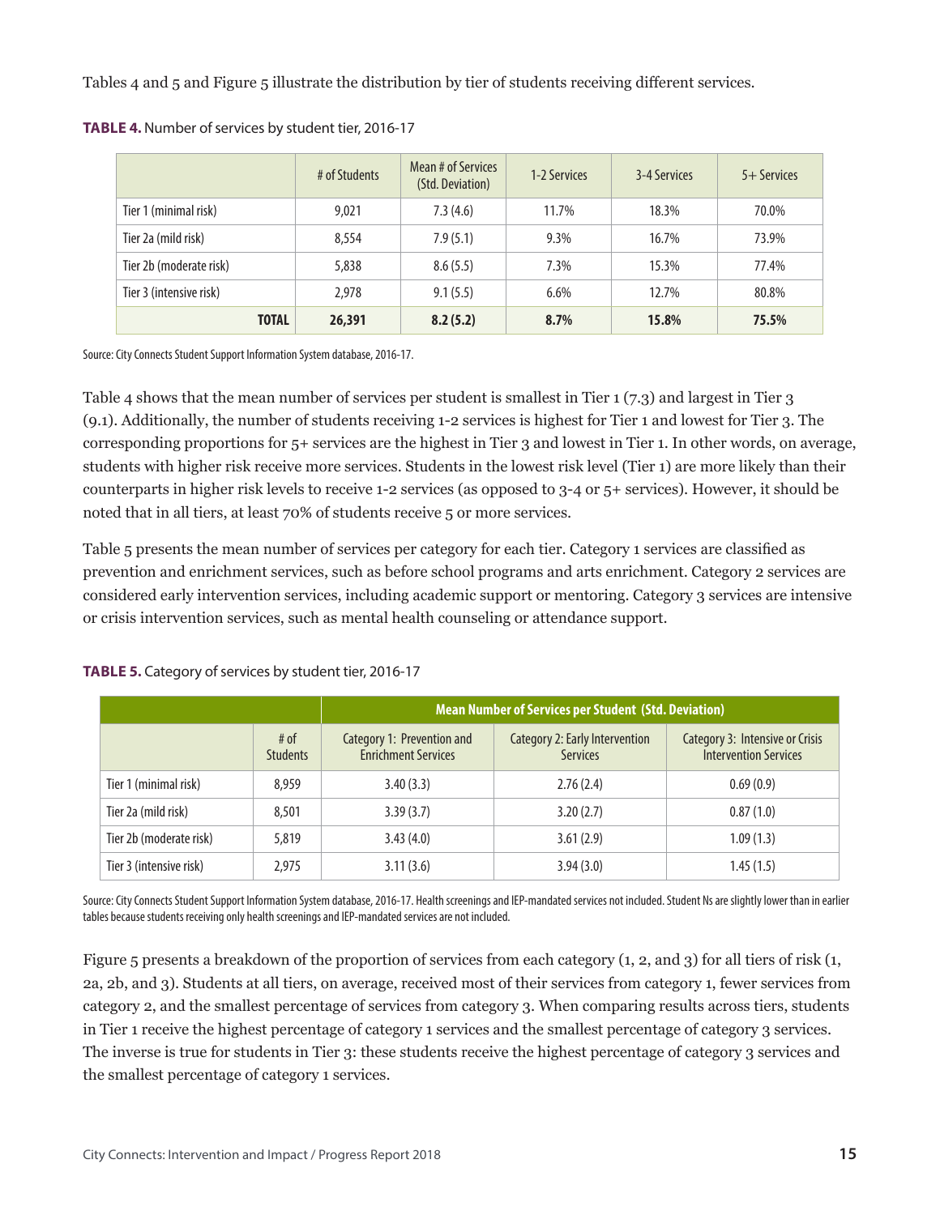Tables 4 and 5 and Figure 5 illustrate the distribution by tier of students receiving different services.

**TABLE 4.** Number of services by student tier, 2016-17

| | # of Students | Mean # of Services (Std. Deviation) | 1-2 Services | 3-4 Services | 5+ Services |
|---|---|---|---|---|---|
| Tier 1 (minimal risk) | 9,021 | 7.3 (4.6) | 11.7% | 18.3% | 70.0% |
| Tier 2a (mild risk) | 8,554 | 7.9 (5.1) | 9.3% | 16.7% | 73.9% |
| Tier 2b (moderate risk) | 5,838 | 8.6 (5.5) | 7.3% | 15.3% | 77.4% |
| Tier 3 (intensive risk) | 2,978 | 9.1 (5.5) | 6.6% | 12.7% | 80.8% |
| **TOTAL** | **26,391** | **8.2 (5.2)** | **8.7%** | **15.8%** | **75.5%** |

Source: City Connects Student Support Information System database, 2016-17.

Table 4 shows that the mean number of services per student is smallest in Tier 1 (7.3) and largest in Tier 3 (9.1). Additionally, the number of students receiving 1-2 services is highest for Tier 1 and lowest for Tier 3. The corresponding proportions for 5+ services are the highest in Tier 3 and lowest in Tier 1. In other words, on average, students with higher risk receive more services. Students in the lowest risk level (Tier 1) are more likely than their counterparts in higher risk levels to receive 1-2 services (as opposed to 3-4 or 5+ services). However, it should be noted that in all tiers, at least 70% of students receive 5 or more services.

Table 5 presents the mean number of services per category for each tier. Category 1 services are classified as prevention and enrichment services, such as before school programs and arts enrichment. Category 2 services are considered early intervention services, including academic support or mentoring. Category 3 services are intensive or crisis intervention services, such as mental health counseling or attendance support.

**TABLE 5.** Category of services by student tier, 2016-17

| | | Mean Number of Services per Student (Std. Deviation) | | |
|---|---|---|---|---|
| | # of Students | Category 1: Prevention and Enrichment Services | Category 2: Early Intervention Services | Category 3: Intensive or Crisis Intervention Services |
| Tier 1 (minimal risk) | 8,959 | 3.40 (3.3) | 2.76 (2.4) | 0.69 (0.9) |
| Tier 2a (mild risk) | 8,501 | 3.39 (3.7) | 3.20 (2.7) | 0.87 (1.0) |
| Tier 2b (moderate risk) | 5,819 | 3.43 (4.0) | 3.61 (2.9) | 1.09 (1.3) |
| Tier 3 (intensive risk) | 2,975 | 3.11 (3.6) | 3.94 (3.0) | 1.45 (1.5) |

Source: City Connects Student Support Information System database, 2016-17. Health screenings and IEP-mandated services not included. Student Ns are slightly lower than in earlier tables because students receiving only health screenings and IEP-mandated services are not included.

Figure 5 presents a breakdown of the proportion of services from each category (1, 2, and 3) for all tiers of risk (1, 2a, 2b, and 3). Students at all tiers, on average, received most of their services from category 1, fewer services from category 2, and the smallest percentage of services from category 3. When comparing results across tiers, students in Tier 1 receive the highest percentage of category 1 services and the smallest percentage of category 3 services. The inverse is true for students in Tier 3: these students receive the highest percentage of category 3 services and the smallest percentage of category 1 services.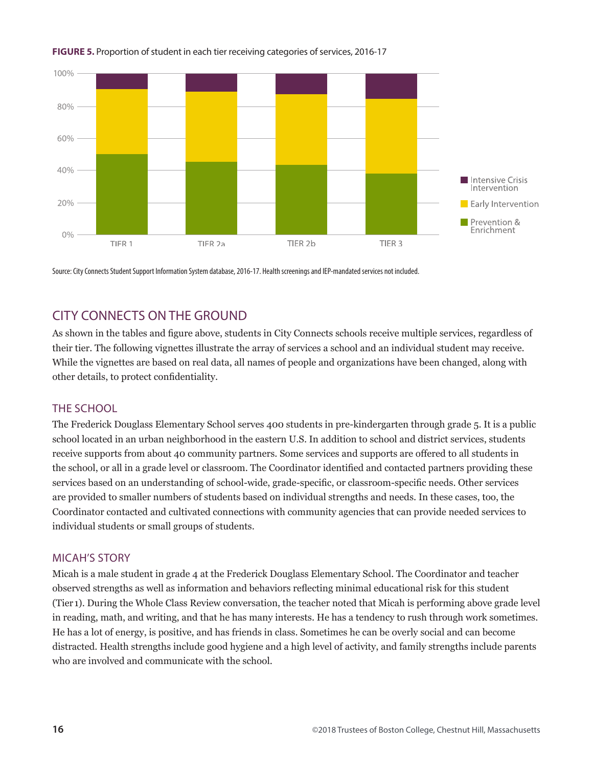**FIGURE 5.** Proportion of student in each tier receiving categories of services, 2016-17

Source: City Connects Student Support Information System database, 2016-17. Health screenings and IEP-mandated services not included.

## CITY CONNECTS ON THE GROUND

As shown in the tables and figure above, students in City Connects schools receive multiple services, regardless of their tier. The following vignettes illustrate the array of services a school and an individual student may receive. While the vignettes are based on real data, all names of people and organizations have been changed, along with other details, to protect confidentiality.

### THE SCHOOL

The Frederick Douglass Elementary School serves 400 students in pre-kindergarten through grade 5. It is a public school located in an urban neighborhood in the eastern U.S. In addition to school and district services, students receive supports from about 40 community partners. Some services and supports are offered to all students in the school, or all in a grade level or classroom. The Coordinator identified and contacted partners providing these services based on an understanding of school-wide, grade-specific, or classroom-specific needs. Other services are provided to smaller numbers of students based on individual strengths and needs. In these cases, too, the Coordinator contacted and cultivated connections with community agencies that can provide needed services to individual students or small groups of students.

### MICAH'S STORY

Micah is a male student in grade 4 at the Frederick Douglass Elementary School. The Coordinator and teacher observed strengths as well as information and behaviors reflecting minimal educational risk for this student (Tier 1). During the Whole Class Review conversation, the teacher noted that Micah is performing above grade level in reading, math, and writing, and that he has many interests. He has a tendency to rush through work sometimes. He has a lot of energy, is positive, and has friends in class. Sometimes he can be overly social and can become distracted. Health strengths include good hygiene and a high level of activity, and family strengths include parents who are involved and communicate with the school.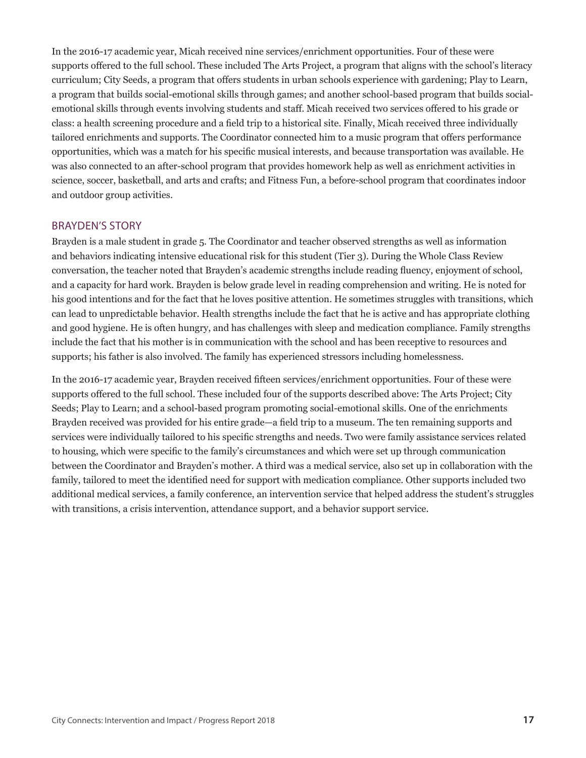In the 2016-17 academic year, Micah received nine services/enrichment opportunities. Four of these were supports offered to the full school. These included The Arts Project, a program that aligns with the school's literacy curriculum; City Seeds, a program that offers students in urban schools experience with gardening; Play to Learn, a program that builds social-emotional skills through games; and another school-based program that builds social-emotional skills through events involving students and staff. Micah received two services offered to his grade or class: a health screening procedure and a field trip to a historical site. Finally, Micah received three individually tailored enrichments and supports. The Coordinator connected him to a music program that offers performance opportunities, which was a match for his specific musical interests, and because transportation was available. He was also connected to an after-school program that provides homework help as well as enrichment activities in science, soccer, basketball, and arts and crafts; and Fitness Fun, a before-school program that coordinates indoor and outdoor group activities.

## BRAYDEN'S STORY

Brayden is a male student in grade 5. The Coordinator and teacher observed strengths as well as information and behaviors indicating intensive educational risk for this student (Tier 3). During the Whole Class Review conversation, the teacher noted that Brayden's academic strengths include reading fluency, enjoyment of school, and a capacity for hard work. Brayden is below grade level in reading comprehension and writing. He is noted for his good intentions and for the fact that he loves positive attention. He sometimes struggles with transitions, which can lead to unpredictable behavior. Health strengths include the fact that he is active and has appropriate clothing and good hygiene. He is often hungry, and has challenges with sleep and medication compliance. Family strengths include the fact that his mother is in communication with the school and has been receptive to resources and supports; his father is also involved. The family has experienced stressors including homelessness.

In the 2016-17 academic year, Brayden received fifteen services/enrichment opportunities. Four of these were supports offered to the full school. These included four of the supports described above: The Arts Project; City Seeds; Play to Learn; and a school-based program promoting social-emotional skills. One of the enrichments Brayden received was provided for his entire grade—a field trip to a museum. The ten remaining supports and services were individually tailored to his specific strengths and needs. Two were family assistance services related to housing, which were specific to the family's circumstances and which were set up through communication between the Coordinator and Brayden's mother. A third was a medical service, also set up in collaboration with the family, tailored to meet the identified need for support with medication compliance. Other supports included two additional medical services, a family conference, an intervention service that helped address the student's struggles with transitions, a crisis intervention, attendance support, and a behavior support service.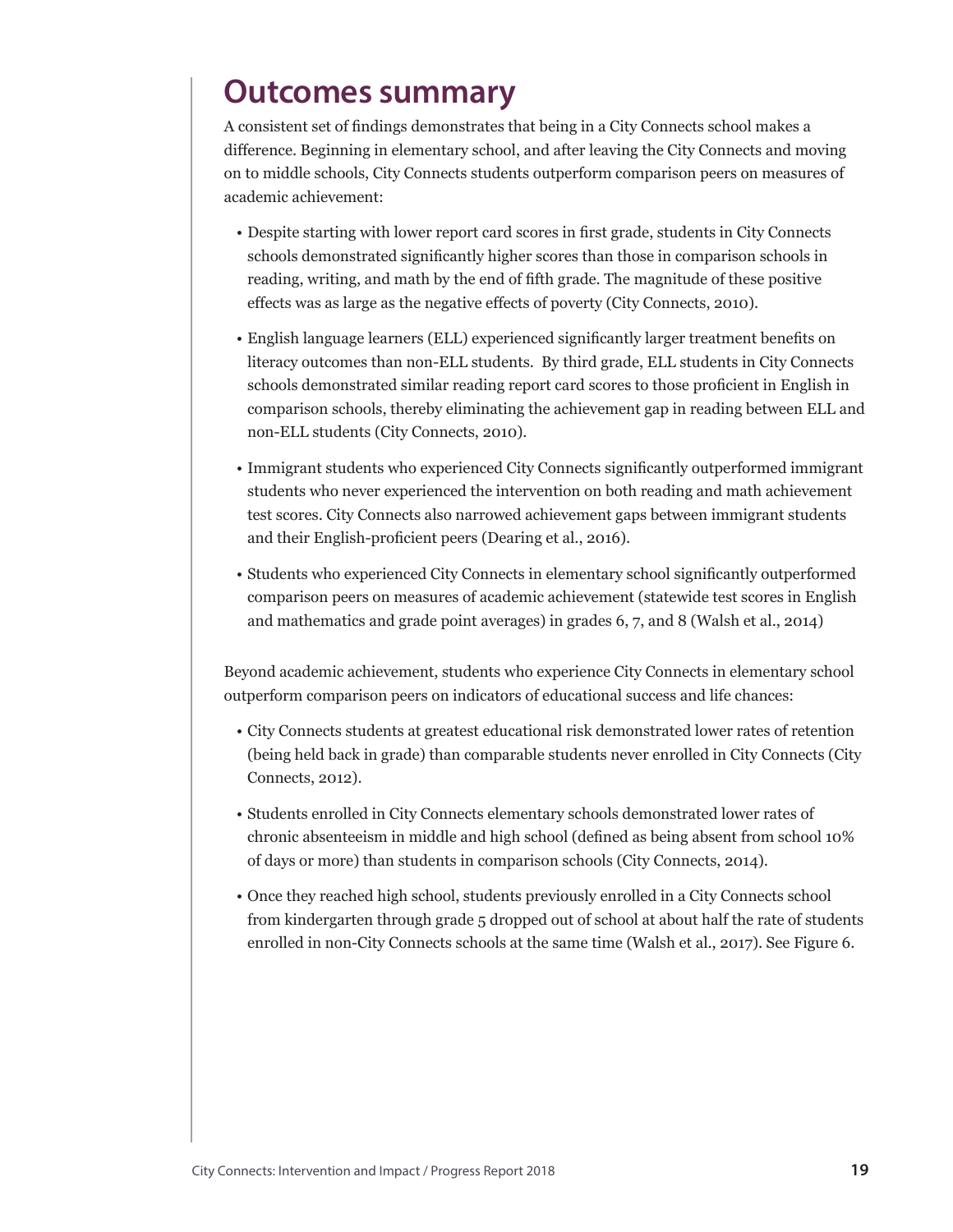# Outcomes summary

A consistent set of findings demonstrates that being in a City Connects school makes a difference. Beginning in elementary school, and after leaving the City Connects and moving on to middle schools, City Connects students outperform comparison peers on measures of academic achievement:

- Despite starting with lower report card scores in first grade, students in City Connects schools demonstrated significantly higher scores than those in comparison schools in reading, writing, and math by the end of fifth grade. The magnitude of these positive effects was as large as the negative effects of poverty (City Connects, 2010).
- English language learners (ELL) experienced significantly larger treatment benefits on literacy outcomes than non-ELL students. By third grade, ELL students in City Connects schools demonstrated similar reading report card scores to those proficient in English in comparison schools, thereby eliminating the achievement gap in reading between ELL and non-ELL students (City Connects, 2010).
- Immigrant students who experienced City Connects significantly outperformed immigrant students who never experienced the intervention on both reading and math achievement test scores. City Connects also narrowed achievement gaps between immigrant students and their English-proficient peers (Dearing et al., 2016).
- Students who experienced City Connects in elementary school significantly outperformed comparison peers on measures of academic achievement (statewide test scores in English and mathematics and grade point averages) in grades 6, 7, and 8 (Walsh et al., 2014)

Beyond academic achievement, students who experience City Connects in elementary school outperform comparison peers on indicators of educational success and life chances:

- City Connects students at greatest educational risk demonstrated lower rates of retention (being held back in grade) than comparable students never enrolled in City Connects (City Connects, 2012).
- Students enrolled in City Connects elementary schools demonstrated lower rates of chronic absenteeism in middle and high school (defined as being absent from school 10% of days or more) than students in comparison schools (City Connects, 2014).
- Once they reached high school, students previously enrolled in a City Connects school from kindergarten through grade 5 dropped out of school at about half the rate of students enrolled in non-City Connects schools at the same time (Walsh et al., 2017). See Figure 6.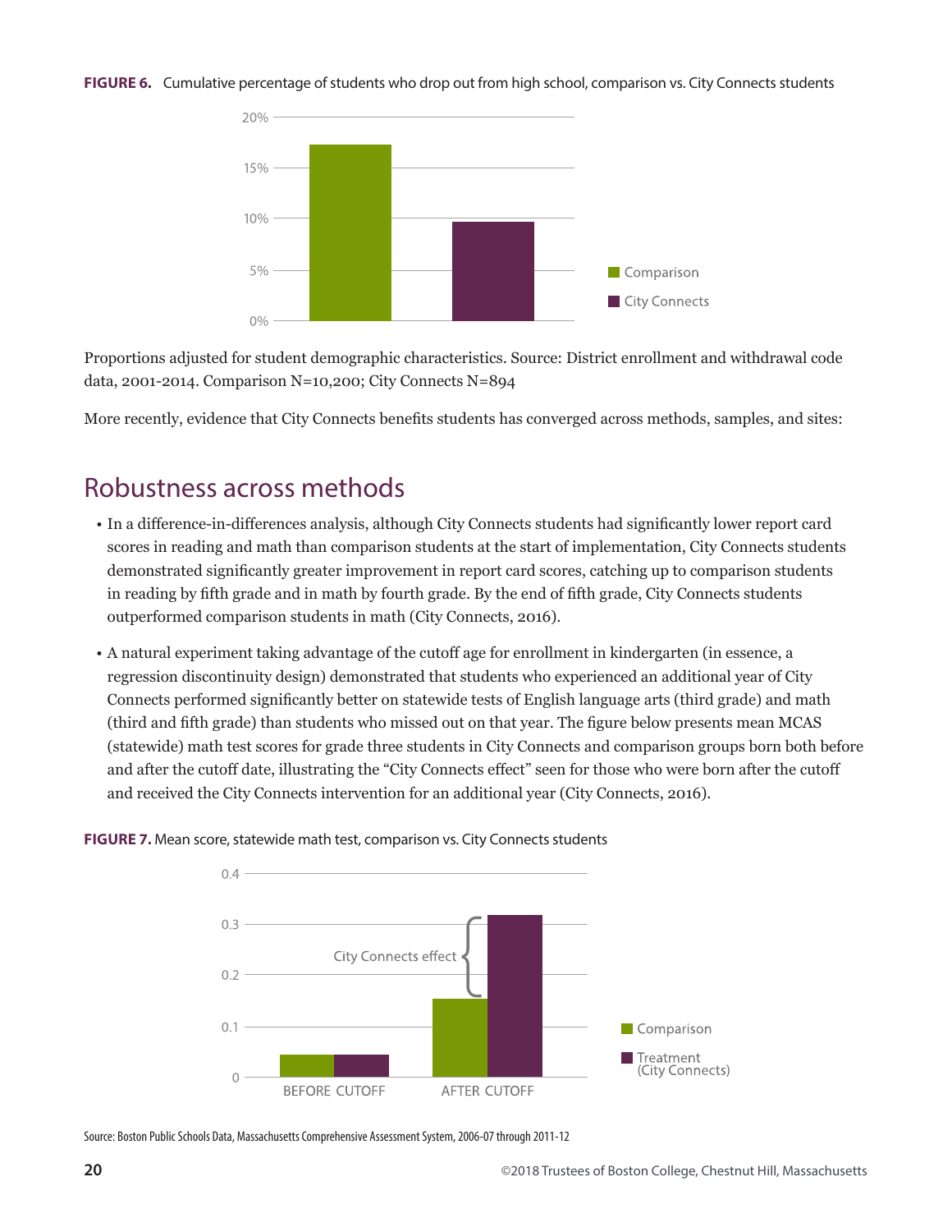**FIGURE 6.** Cumulative percentage of students who drop out from high school, comparison vs. City Connects students

Proportions adjusted for student demographic characteristics. Source: District enrollment and withdrawal code data, 2001-2014. Comparison N=10,200; City Connects N=894

More recently, evidence that City Connects benefits students has converged across methods, samples, and sites:

## Robustness across methods

- In a difference-in-differences analysis, although City Connects students had significantly lower report card scores in reading and math than comparison students at the start of implementation, City Connects students demonstrated significantly greater improvement in report card scores, catching up to comparison students in reading by fifth grade and in math by fourth grade. By the end of fifth grade, City Connects students outperformed comparison students in math (City Connects, 2016).
- A natural experiment taking advantage of the cutoff age for enrollment in kindergarten (in essence, a regression discontinuity design) demonstrated that students who experienced an additional year of City Connects performed significantly better on statewide tests of English language arts (third grade) and math (third and fifth grade) than students who missed out on that year. The figure below presents mean MCAS (statewide) math test scores for grade three students in City Connects and comparison groups born both before and after the cutoff date, illustrating the "City Connects effect" seen for those who were born after the cutoff and received the City Connects intervention for an additional year (City Connects, 2016).

**FIGURE 7.** Mean score, statewide math test, comparison vs. City Connects students

Source: Boston Public Schools Data, Massachusetts Comprehensive Assessment System, 2006-07 through 2011-12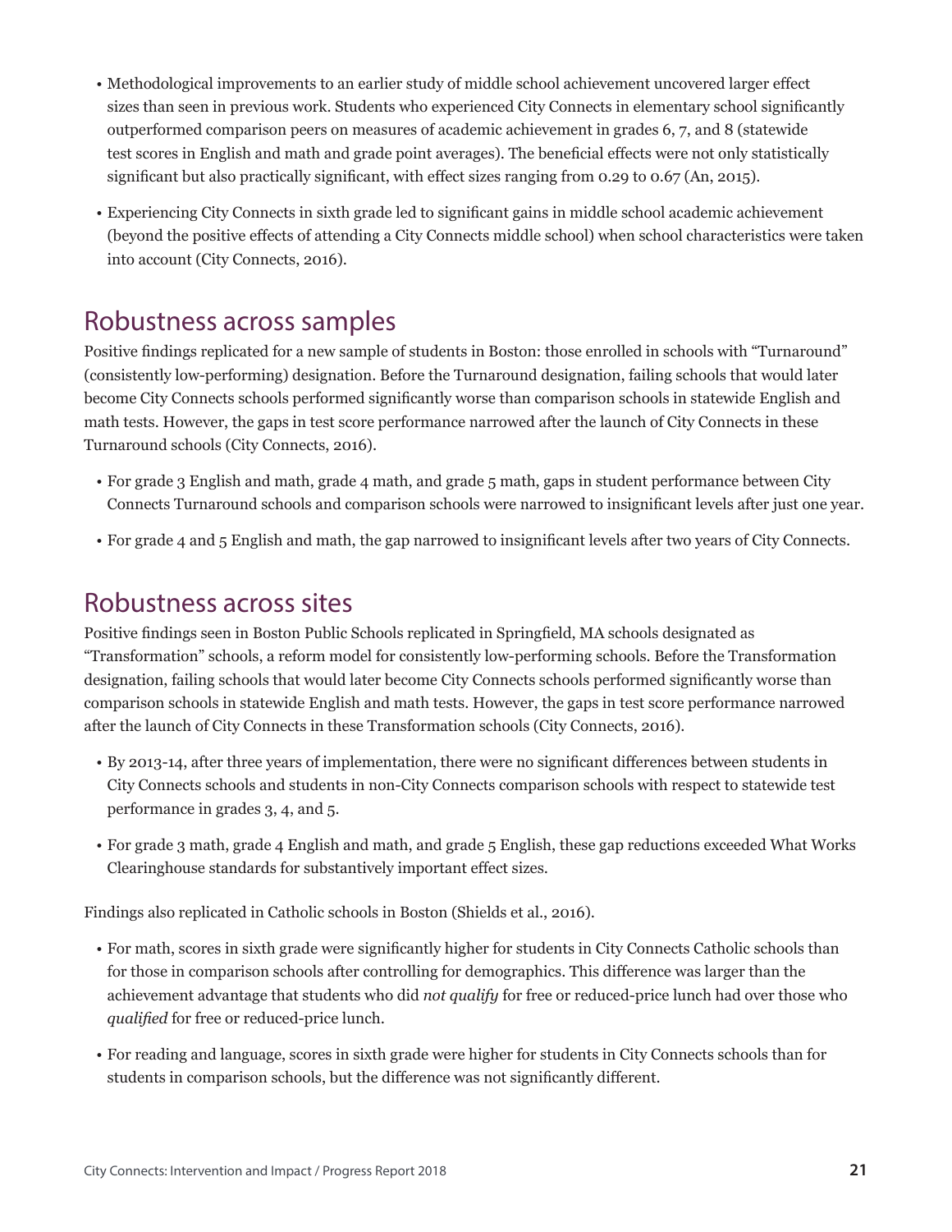- Methodological improvements to an earlier study of middle school achievement uncovered larger effect sizes than seen in previous work. Students who experienced City Connects in elementary school significantly outperformed comparison peers on measures of academic achievement in grades 6, 7, and 8 (statewide test scores in English and math and grade point averages). The beneficial effects were not only statistically significant but also practically significant, with effect sizes ranging from 0.29 to 0.67 (An, 2015).
- Experiencing City Connects in sixth grade led to significant gains in middle school academic achievement (beyond the positive effects of attending a City Connects middle school) when school characteristics were taken into account (City Connects, 2016).

## Robustness across samples

Positive findings replicated for a new sample of students in Boston: those enrolled in schools with "Turnaround" (consistently low-performing) designation. Before the Turnaround designation, failing schools that would later become City Connects schools performed significantly worse than comparison schools in statewide English and math tests. However, the gaps in test score performance narrowed after the launch of City Connects in these Turnaround schools (City Connects, 2016).

- For grade 3 English and math, grade 4 math, and grade 5 math, gaps in student performance between City Connects Turnaround schools and comparison schools were narrowed to insignificant levels after just one year.
- For grade 4 and 5 English and math, the gap narrowed to insignificant levels after two years of City Connects.

## Robustness across sites

Positive findings seen in Boston Public Schools replicated in Springfield, MA schools designated as "Transformation" schools, a reform model for consistently low-performing schools. Before the Transformation designation, failing schools that would later become City Connects schools performed significantly worse than comparison schools in statewide English and math tests. However, the gaps in test score performance narrowed after the launch of City Connects in these Transformation schools (City Connects, 2016).

- By 2013-14, after three years of implementation, there were no significant differences between students in City Connects schools and students in non-City Connects comparison schools with respect to statewide test performance in grades 3, 4, and 5.
- For grade 3 math, grade 4 English and math, and grade 5 English, these gap reductions exceeded What Works Clearinghouse standards for substantively important effect sizes.

Findings also replicated in Catholic schools in Boston (Shields et al., 2016).

- For math, scores in sixth grade were significantly higher for students in City Connects Catholic schools than for those in comparison schools after controlling for demographics. This difference was larger than the achievement advantage that students who did *not qualify* for free or reduced-price lunch had over those who *qualified* for free or reduced-price lunch.
- For reading and language, scores in sixth grade were higher for students in City Connects schools than for students in comparison schools, but the difference was not significantly different.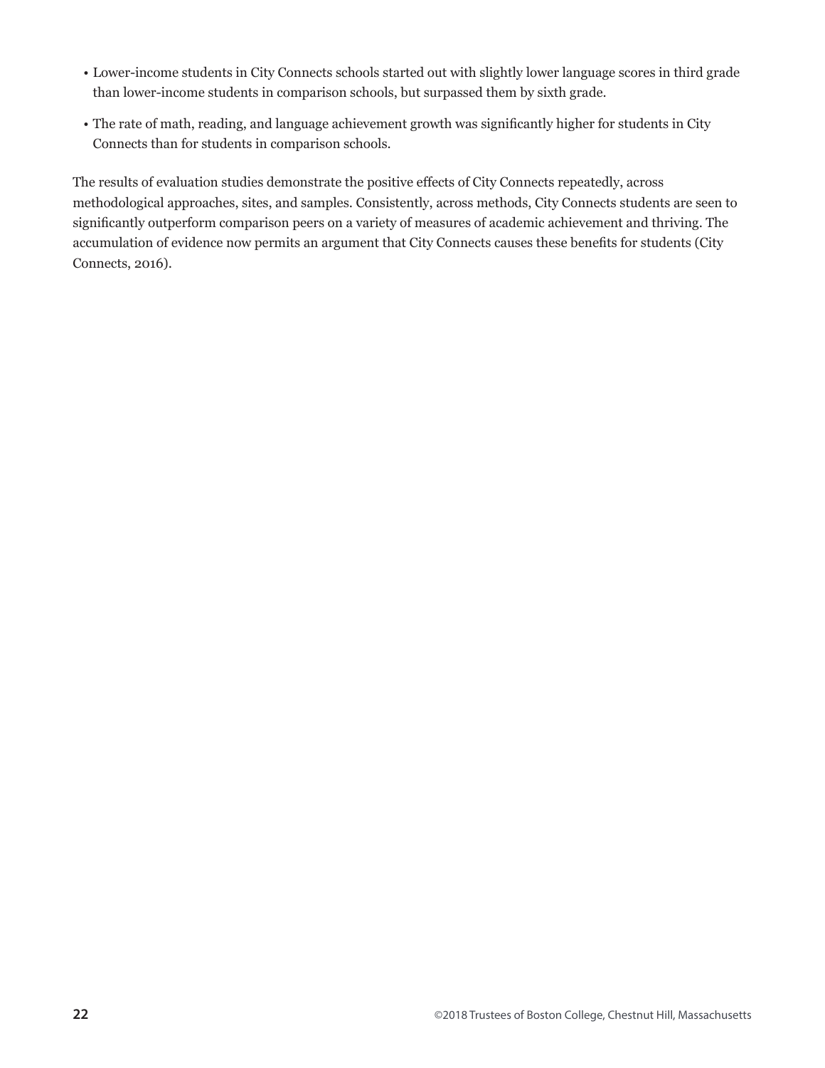- Lower-income students in City Connects schools started out with slightly lower language scores in third grade than lower-income students in comparison schools, but surpassed them by sixth grade.
- The rate of math, reading, and language achievement growth was significantly higher for students in City Connects than for students in comparison schools.

The results of evaluation studies demonstrate the positive effects of City Connects repeatedly, across methodological approaches, sites, and samples. Consistently, across methods, City Connects students are seen to significantly outperform comparison peers on a variety of measures of academic achievement and thriving. The accumulation of evidence now permits an argument that City Connects causes these benefits for students (City Connects, 2016).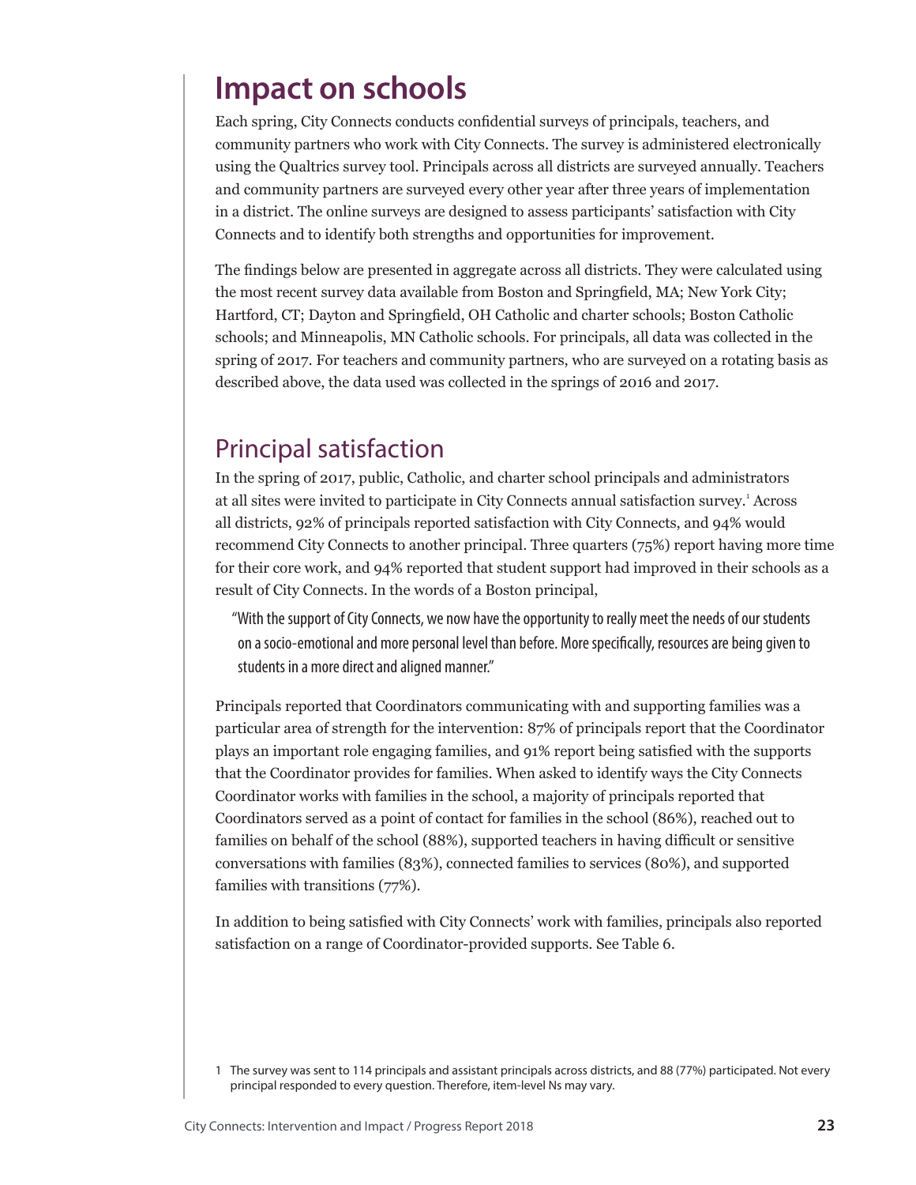# Impact on schools

Each spring, City Connects conducts confidential surveys of principals, teachers, and community partners who work with City Connects. The survey is administered electronically using the Qualtrics survey tool. Principals across all districts are surveyed annually. Teachers and community partners are surveyed every other year after three years of implementation in a district. The online surveys are designed to assess participants' satisfaction with City Connects and to identify both strengths and opportunities for improvement.

The findings below are presented in aggregate across all districts. They were calculated using the most recent survey data available from Boston and Springfield, MA; New York City; Hartford, CT; Dayton and Springfield, OH Catholic and charter schools; Boston Catholic schools; and Minneapolis, MN Catholic schools. For principals, all data was collected in the spring of 2017. For teachers and community partners, who are surveyed on a rotating basis as described above, the data used was collected in the springs of 2016 and 2017.

## Principal satisfaction

In the spring of 2017, public, Catholic, and charter school principals and administrators at all sites were invited to participate in City Connects annual satisfaction survey.[1] Across all districts, 92% of principals reported satisfaction with City Connects, and 94% would recommend City Connects to another principal. Three quarters (75%) report having more time for their core work, and 94% reported that student support had improved in their schools as a result of City Connects. In the words of a Boston principal,

> "With the support of City Connects, we now have the opportunity to really meet the needs of our students on a socio-emotional and more personal level than before. More specifically, resources are being given to students in a more direct and aligned manner."

Principals reported that Coordinators communicating with and supporting families was a particular area of strength for the intervention: 87% of principals report that the Coordinator plays an important role engaging families, and 91% report being satisfied with the supports that the Coordinator provides for families. When asked to identify ways the City Connects Coordinator works with families in the school, a majority of principals reported that Coordinators served as a point of contact for families in the school (86%), reached out to families on behalf of the school (88%), supported teachers in having difficult or sensitive conversations with families (83%), connected families to services (80%), and supported families with transitions (77%).

In addition to being satisfied with City Connects' work with families, principals also reported satisfaction on a range of Coordinator-provided supports. See Table 6.

1 The survey was sent to 114 principals and assistant principals across districts, and 88 (77%) participated. Not every principal responded to every question. Therefore, item-level Ns may vary.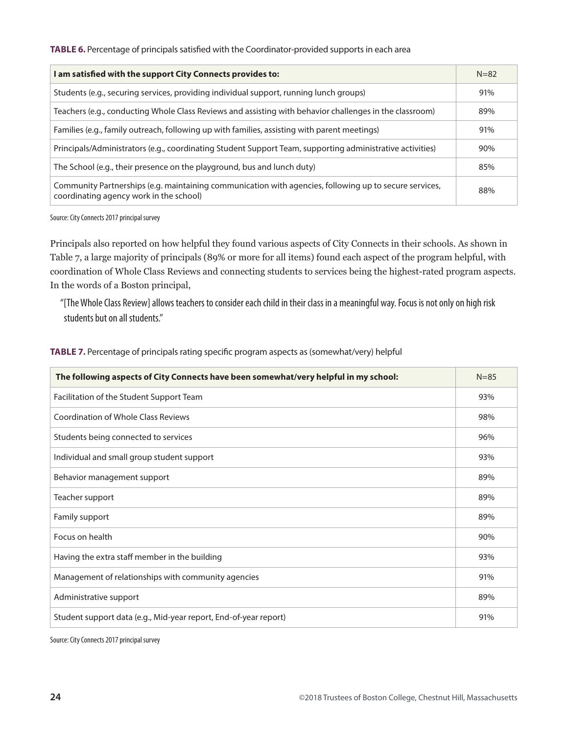**TABLE 6.** Percentage of principals satisfied with the Coordinator-provided supports in each area

| I am satisfied with the support City Connects provides to: | N=82 |
|---|---|
| Students (e.g., securing services, providing individual support, running lunch groups) | 91% |
| Teachers (e.g., conducting Whole Class Reviews and assisting with behavior challenges in the classroom) | 89% |
| Families (e.g., family outreach, following up with families, assisting with parent meetings) | 91% |
| Principals/Administrators (e.g., coordinating Student Support Team, supporting administrative activities) | 90% |
| The School (e.g., their presence on the playground, bus and lunch duty) | 85% |
| Community Partnerships (e.g. maintaining communication with agencies, following up to secure services, coordinating agency work in the school) | 88% |

Source: City Connects 2017 principal survey

Principals also reported on how helpful they found various aspects of City Connects in their schools. As shown in Table 7, a large majority of principals (89% or more for all items) found each aspect of the program helpful, with coordination of Whole Class Reviews and connecting students to services being the highest-rated program aspects. In the words of a Boston principal,

> "[The Whole Class Review] allows teachers to consider each child in their class in a meaningful way. Focus is not only on high risk students but on all students."

**TABLE 7.** Percentage of principals rating specific program aspects as (somewhat/very) helpful

| The following aspects of City Connects have been somewhat/very helpful in my school: | N=85 |
|---|---|
| Facilitation of the Student Support Team | 93% |
| Coordination of Whole Class Reviews | 98% |
| Students being connected to services | 96% |
| Individual and small group student support | 93% |
| Behavior management support | 89% |
| Teacher support | 89% |
| Family support | 89% |
| Focus on health | 90% |
| Having the extra staff member in the building | 93% |
| Management of relationships with community agencies | 91% |
| Administrative support | 89% |
| Student support data (e.g., Mid-year report, End-of-year report) | 91% |

Source: City Connects 2017 principal survey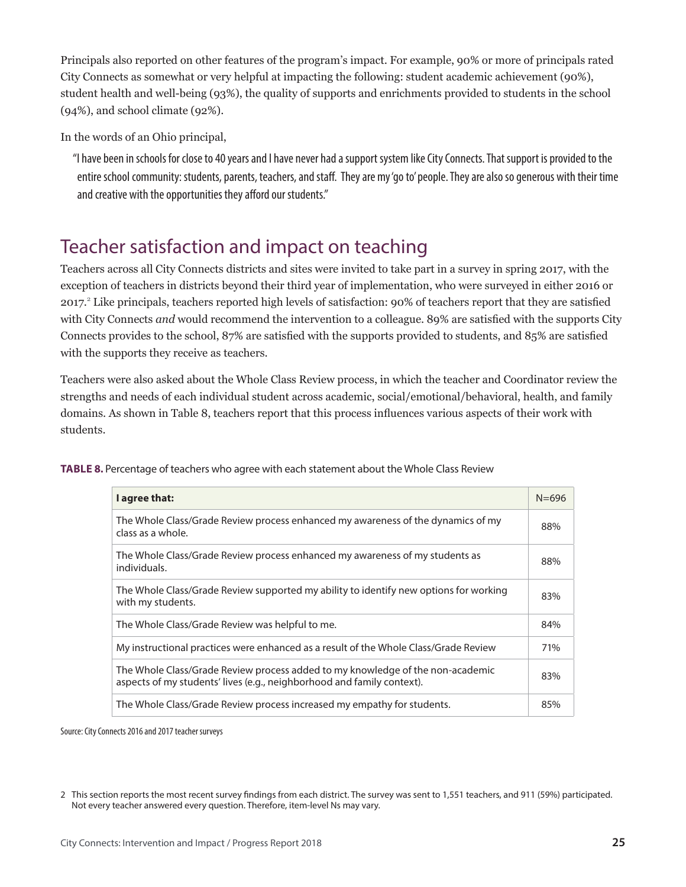Principals also reported on other features of the program's impact. For example, 90% or more of principals rated City Connects as somewhat or very helpful at impacting the following: student academic achievement (90%), student health and well-being (93%), the quality of supports and enrichments provided to students in the school (94%), and school climate (92%).

In the words of an Ohio principal,

> "I have been in schools for close to 40 years and I have never had a support system like City Connects. That support is provided to the entire school community: students, parents, teachers, and staff. They are my 'go to' people. They are also so generous with their time and creative with the opportunities they afford our students."

## Teacher satisfaction and impact on teaching

Teachers across all City Connects districts and sites were invited to take part in a survey in spring 2017, with the exception of teachers in districts beyond their third year of implementation, who were surveyed in either 2016 or 2017.[2] Like principals, teachers reported high levels of satisfaction: 90% of teachers report that they are satisfied with City Connects *and* would recommend the intervention to a colleague. 89% are satisfied with the supports City Connects provides to the school, 87% are satisfied with the supports provided to students, and 85% are satisfied with the supports they receive as teachers.

Teachers were also asked about the Whole Class Review process, in which the teacher and Coordinator review the strengths and needs of each individual student across academic, social/emotional/behavioral, health, and family domains. As shown in Table 8, teachers report that this process influences various aspects of their work with students.

**TABLE 8.** Percentage of teachers who agree with each statement about the Whole Class Review

| I agree that: | N=696 |
|---|---|
| The Whole Class/Grade Review process enhanced my awareness of the dynamics of my class as a whole. | 88% |
| The Whole Class/Grade Review process enhanced my awareness of my students as individuals. | 88% |
| The Whole Class/Grade Review supported my ability to identify new options for working with my students. | 83% |
| The Whole Class/Grade Review was helpful to me. | 84% |
| My instructional practices were enhanced as a result of the Whole Class/Grade Review | 71% |
| The Whole Class/Grade Review process added to my knowledge of the non-academic aspects of my students' lives (e.g., neighborhood and family context). | 83% |
| The Whole Class/Grade Review process increased my empathy for students. | 85% |

Source: City Connects 2016 and 2017 teacher surveys

2 This section reports the most recent survey findings from each district. The survey was sent to 1,551 teachers, and 911 (59%) participated. Not every teacher answered every question. Therefore, item-level Ns may vary.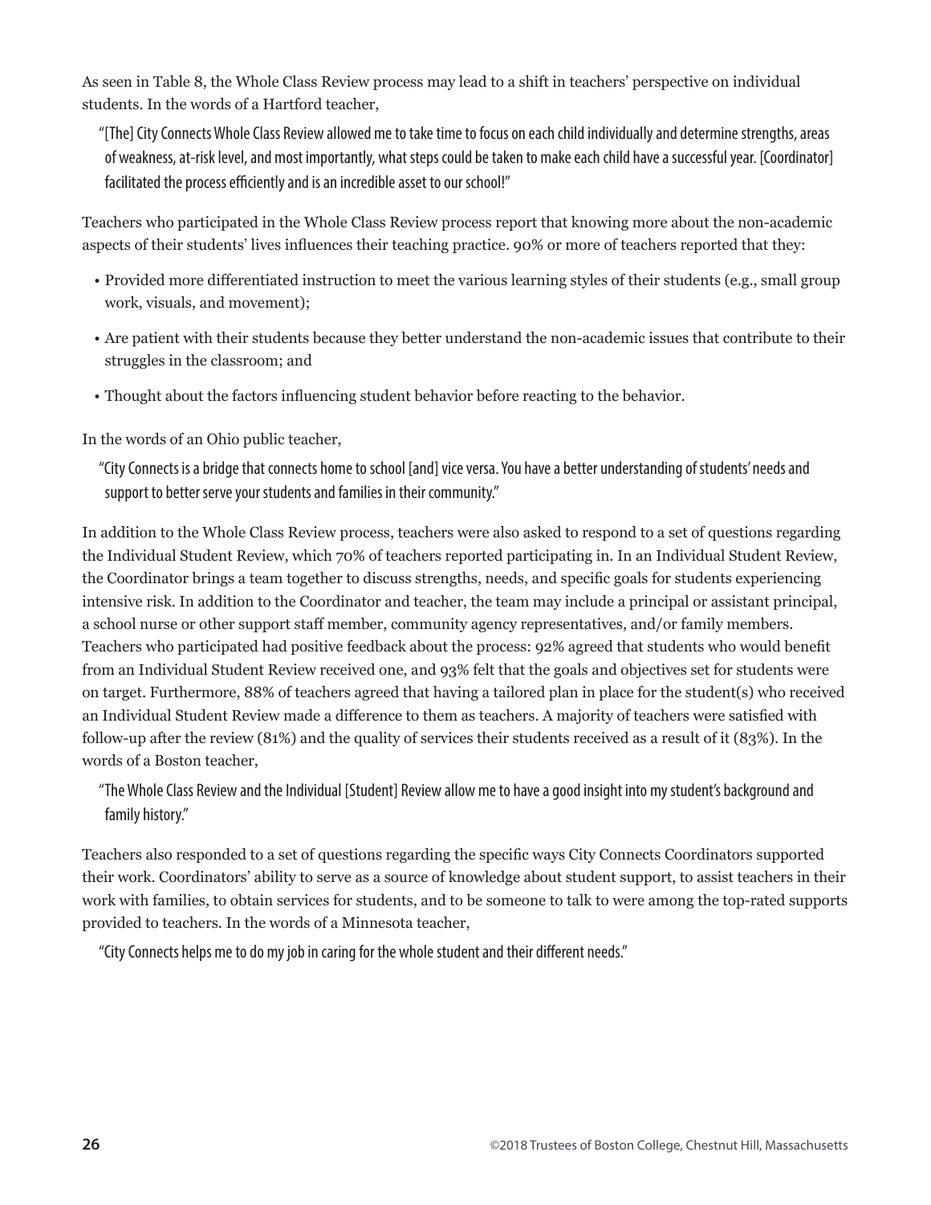As seen in Table 8, the Whole Class Review process may lead to a shift in teachers' perspective on individual students. In the words of a Hartford teacher,

> "[The] City Connects Whole Class Review allowed me to take time to focus on each child individually and determine strengths, areas of weakness, at-risk level, and most importantly, what steps could be taken to make each child have a successful year. [Coordinator] facilitated the process efficiently and is an incredible asset to our school!"

Teachers who participated in the Whole Class Review process report that knowing more about the non-academic aspects of their students' lives influences their teaching practice. 90% or more of teachers reported that they:

- Provided more differentiated instruction to meet the various learning styles of their students (e.g., small group work, visuals, and movement);
- Are patient with their students because they better understand the non-academic issues that contribute to their struggles in the classroom; and
- Thought about the factors influencing student behavior before reacting to the behavior.

In the words of an Ohio public teacher,

> "City Connects is a bridge that connects home to school [and] vice versa. You have a better understanding of students' needs and support to better serve your students and families in their community."

In addition to the Whole Class Review process, teachers were also asked to respond to a set of questions regarding the Individual Student Review, which 70% of teachers reported participating in. In an Individual Student Review, the Coordinator brings a team together to discuss strengths, needs, and specific goals for students experiencing intensive risk. In addition to the Coordinator and teacher, the team may include a principal or assistant principal, a school nurse or other support staff member, community agency representatives, and/or family members. Teachers who participated had positive feedback about the process: 92% agreed that students who would benefit from an Individual Student Review received one, and 93% felt that the goals and objectives set for students were on target. Furthermore, 88% of teachers agreed that having a tailored plan in place for the student(s) who received an Individual Student Review made a difference to them as teachers. A majority of teachers were satisfied with follow-up after the review (81%) and the quality of services their students received as a result of it (83%). In the words of a Boston teacher,

> "The Whole Class Review and the Individual [Student] Review allow me to have a good insight into my student's background and family history."

Teachers also responded to a set of questions regarding the specific ways City Connects Coordinators supported their work. Coordinators' ability to serve as a source of knowledge about student support, to assist teachers in their work with families, to obtain services for students, and to be someone to talk to were among the top-rated supports provided to teachers. In the words of a Minnesota teacher,

> "City Connects helps me to do my job in caring for the whole student and their different needs."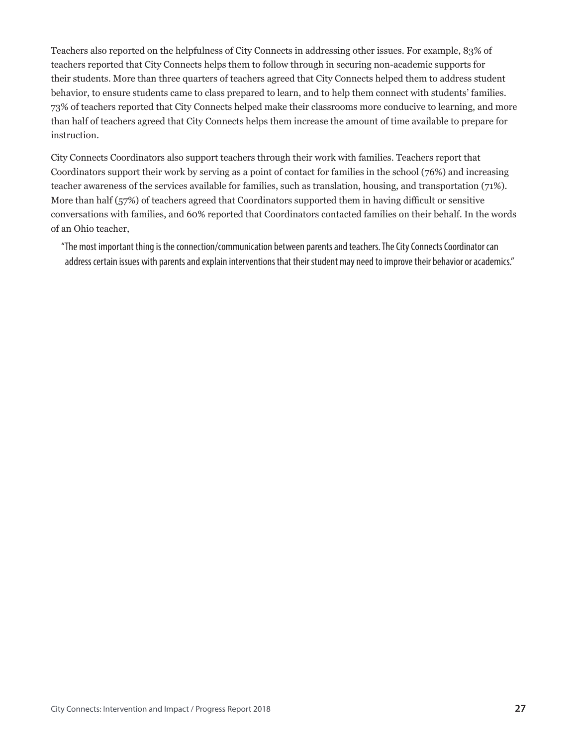Teachers also reported on the helpfulness of City Connects in addressing other issues. For example, 83% of teachers reported that City Connects helps them to follow through in securing non-academic supports for their students. More than three quarters of teachers agreed that City Connects helped them to address student behavior, to ensure students came to class prepared to learn, and to help them connect with students' families. 73% of teachers reported that City Connects helped make their classrooms more conducive to learning, and more than half of teachers agreed that City Connects helps them increase the amount of time available to prepare for instruction.

City Connects Coordinators also support teachers through their work with families. Teachers report that Coordinators support their work by serving as a point of contact for families in the school (76%) and increasing teacher awareness of the services available for families, such as translation, housing, and transportation (71%). More than half (57%) of teachers agreed that Coordinators supported them in having difficult or sensitive conversations with families, and 60% reported that Coordinators contacted families on their behalf. In the words of an Ohio teacher,

> "The most important thing is the connection/communication between parents and teachers. The City Connects Coordinator can address certain issues with parents and explain interventions that their student may need to improve their behavior or academics."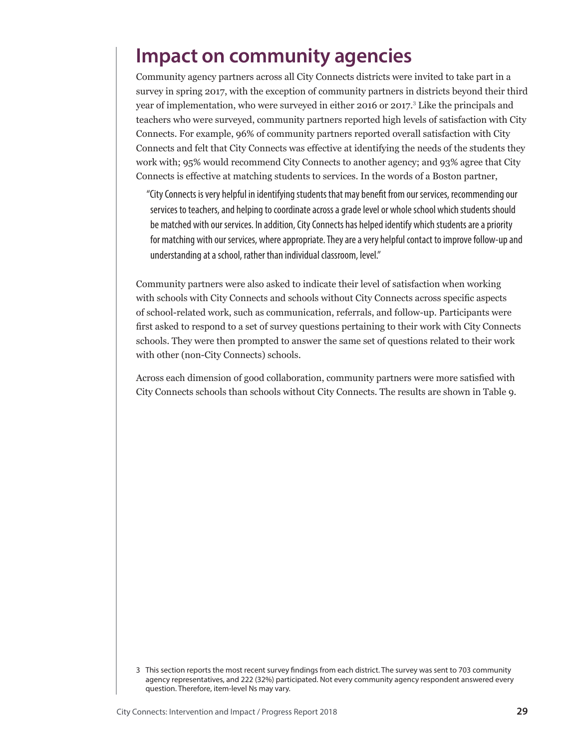# Impact on community agencies

Community agency partners across all City Connects districts were invited to take part in a survey in spring 2017, with the exception of community partners in districts beyond their third year of implementation, who were surveyed in either 2016 or 2017.[3] Like the principals and teachers who were surveyed, community partners reported high levels of satisfaction with City Connects. For example, 96% of community partners reported overall satisfaction with City Connects and felt that City Connects was effective at identifying the needs of the students they work with; 95% would recommend City Connects to another agency; and 93% agree that City Connects is effective at matching students to services. In the words of a Boston partner,

> "City Connects is very helpful in identifying students that may benefit from our services, recommending our services to teachers, and helping to coordinate across a grade level or whole school which students should be matched with our services. In addition, City Connects has helped identify which students are a priority for matching with our services, where appropriate. They are a very helpful contact to improve follow-up and understanding at a school, rather than individual classroom, level."

Community partners were also asked to indicate their level of satisfaction when working with schools with City Connects and schools without City Connects across specific aspects of school-related work, such as communication, referrals, and follow-up. Participants were first asked to respond to a set of survey questions pertaining to their work with City Connects schools. They were then prompted to answer the same set of questions related to their work with other (non-City Connects) schools.

Across each dimension of good collaboration, community partners were more satisfied with City Connects schools than schools without City Connects. The results are shown in Table 9.

3 This section reports the most recent survey findings from each district. The survey was sent to 703 community agency representatives, and 222 (32%) participated. Not every community agency respondent answered every question. Therefore, item-level Ns may vary.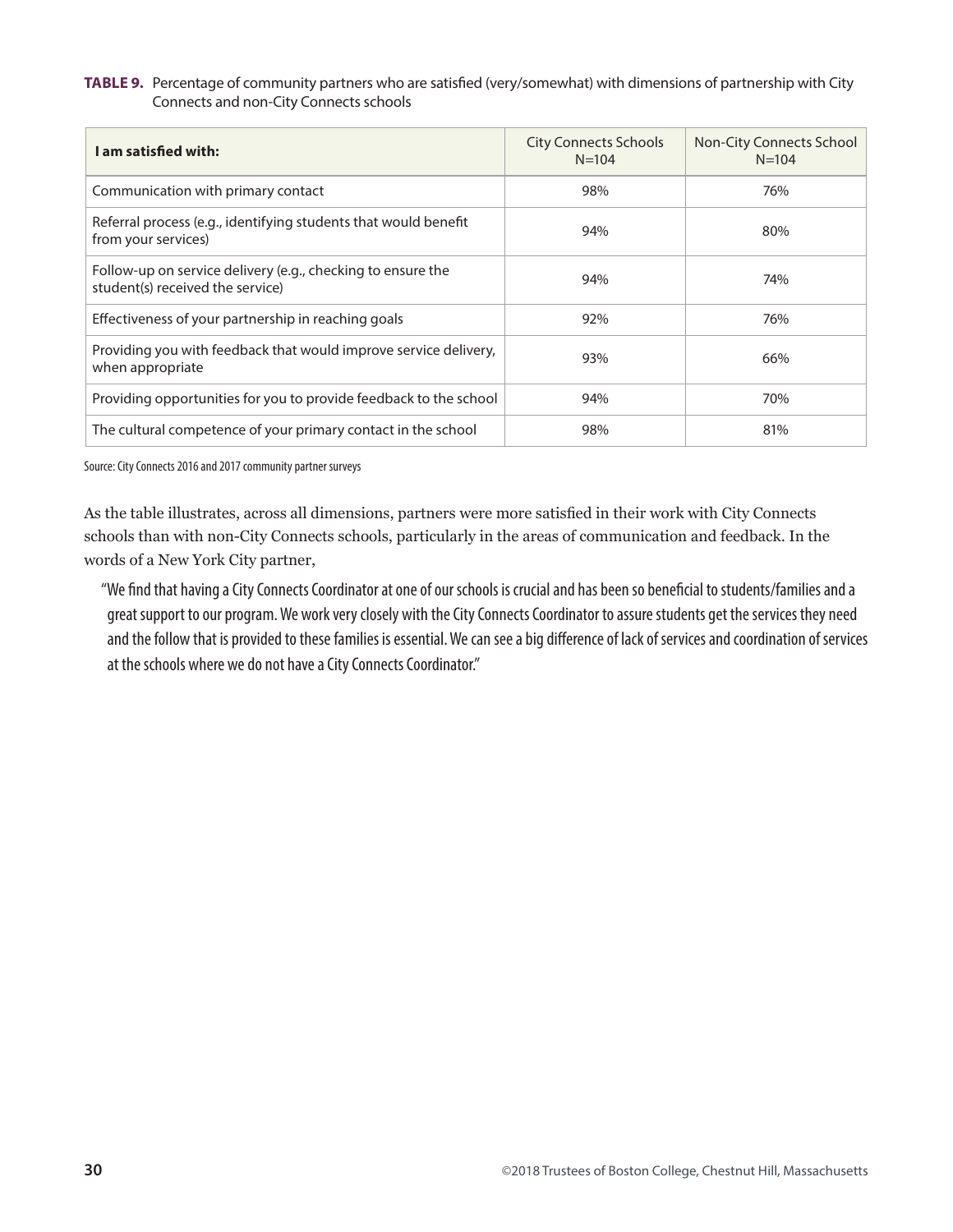**TABLE 9.** Percentage of community partners who are satisfied (very/somewhat) with dimensions of partnership with City Connects and non-City Connects schools

| I am satisfied with: | City Connects Schools N=104 | Non-City Connects School N=104 |
| --- | --- | --- |
| Communication with primary contact | 98% | 76% |
| Referral process (e.g., identifying students that would benefit from your services) | 94% | 80% |
| Follow-up on service delivery (e.g., checking to ensure the student(s) received the service) | 94% | 74% |
| Effectiveness of your partnership in reaching goals | 92% | 76% |
| Providing you with feedback that would improve service delivery, when appropriate | 93% | 66% |
| Providing opportunities for you to provide feedback to the school | 94% | 70% |
| The cultural competence of your primary contact in the school | 98% | 81% |

Source: City Connects 2016 and 2017 community partner surveys

As the table illustrates, across all dimensions, partners were more satisfied in their work with City Connects schools than with non-City Connects schools, particularly in the areas of communication and feedback. In the words of a New York City partner,

> "We find that having a City Connects Coordinator at one of our schools is crucial and has been so beneficial to students/families and a great support to our program. We work very closely with the City Connects Coordinator to assure students get the services they need and the follow that is provided to these families is essential. We can see a big difference of lack of services and coordination of services at the schools where we do not have a City Connects Coordinator."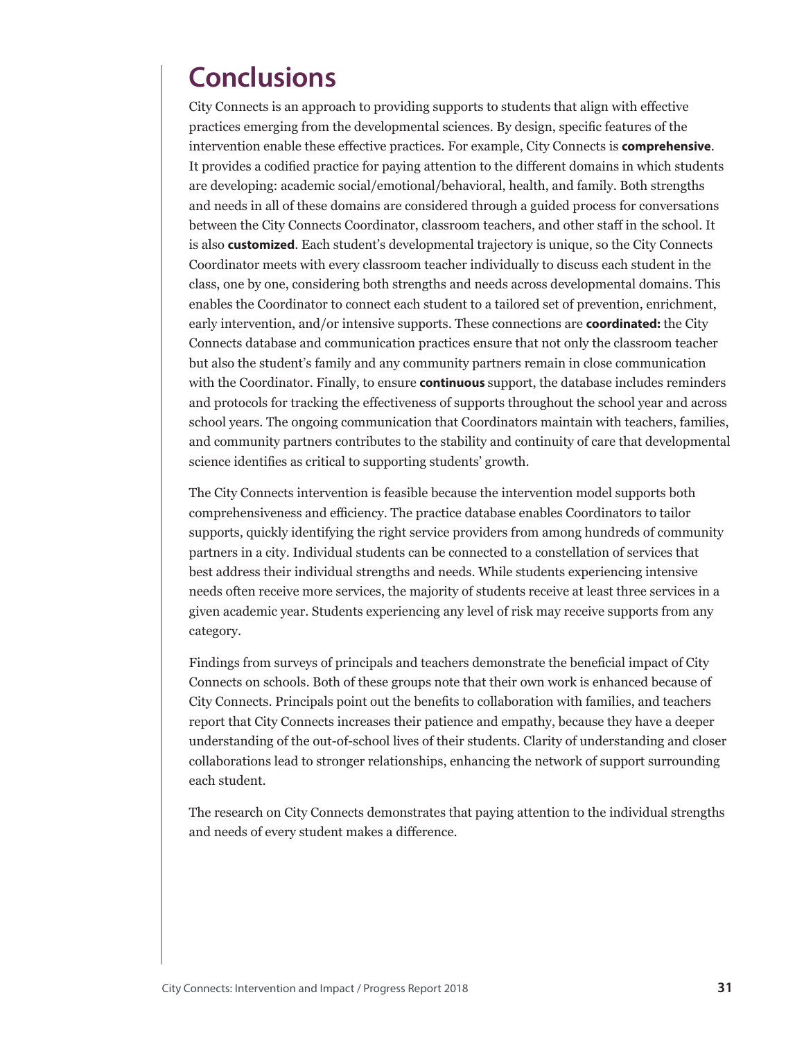# Conclusions

City Connects is an approach to providing supports to students that align with effective practices emerging from the developmental sciences. By design, specific features of the intervention enable these effective practices. For example, City Connects is **comprehensive**. It provides a codified practice for paying attention to the different domains in which students are developing: academic social/emotional/behavioral, health, and family. Both strengths and needs in all of these domains are considered through a guided process for conversations between the City Connects Coordinator, classroom teachers, and other staff in the school. It is also **customized**. Each student's developmental trajectory is unique, so the City Connects Coordinator meets with every classroom teacher individually to discuss each student in the class, one by one, considering both strengths and needs across developmental domains. This enables the Coordinator to connect each student to a tailored set of prevention, enrichment, early intervention, and/or intensive supports. These connections are **coordinated:** the City Connects database and communication practices ensure that not only the classroom teacher but also the student's family and any community partners remain in close communication with the Coordinator. Finally, to ensure **continuous** support, the database includes reminders and protocols for tracking the effectiveness of supports throughout the school year and across school years. The ongoing communication that Coordinators maintain with teachers, families, and community partners contributes to the stability and continuity of care that developmental science identifies as critical to supporting students' growth.

The City Connects intervention is feasible because the intervention model supports both comprehensiveness and efficiency. The practice database enables Coordinators to tailor supports, quickly identifying the right service providers from among hundreds of community partners in a city. Individual students can be connected to a constellation of services that best address their individual strengths and needs. While students experiencing intensive needs often receive more services, the majority of students receive at least three services in a given academic year. Students experiencing any level of risk may receive supports from any category.

Findings from surveys of principals and teachers demonstrate the beneficial impact of City Connects on schools. Both of these groups note that their own work is enhanced because of City Connects. Principals point out the benefits to collaboration with families, and teachers report that City Connects increases their patience and empathy, because they have a deeper understanding of the out-of-school lives of their students. Clarity of understanding and closer collaborations lead to stronger relationships, enhancing the network of support surrounding each student.

The research on City Connects demonstrates that paying attention to the individual strengths and needs of every student makes a difference.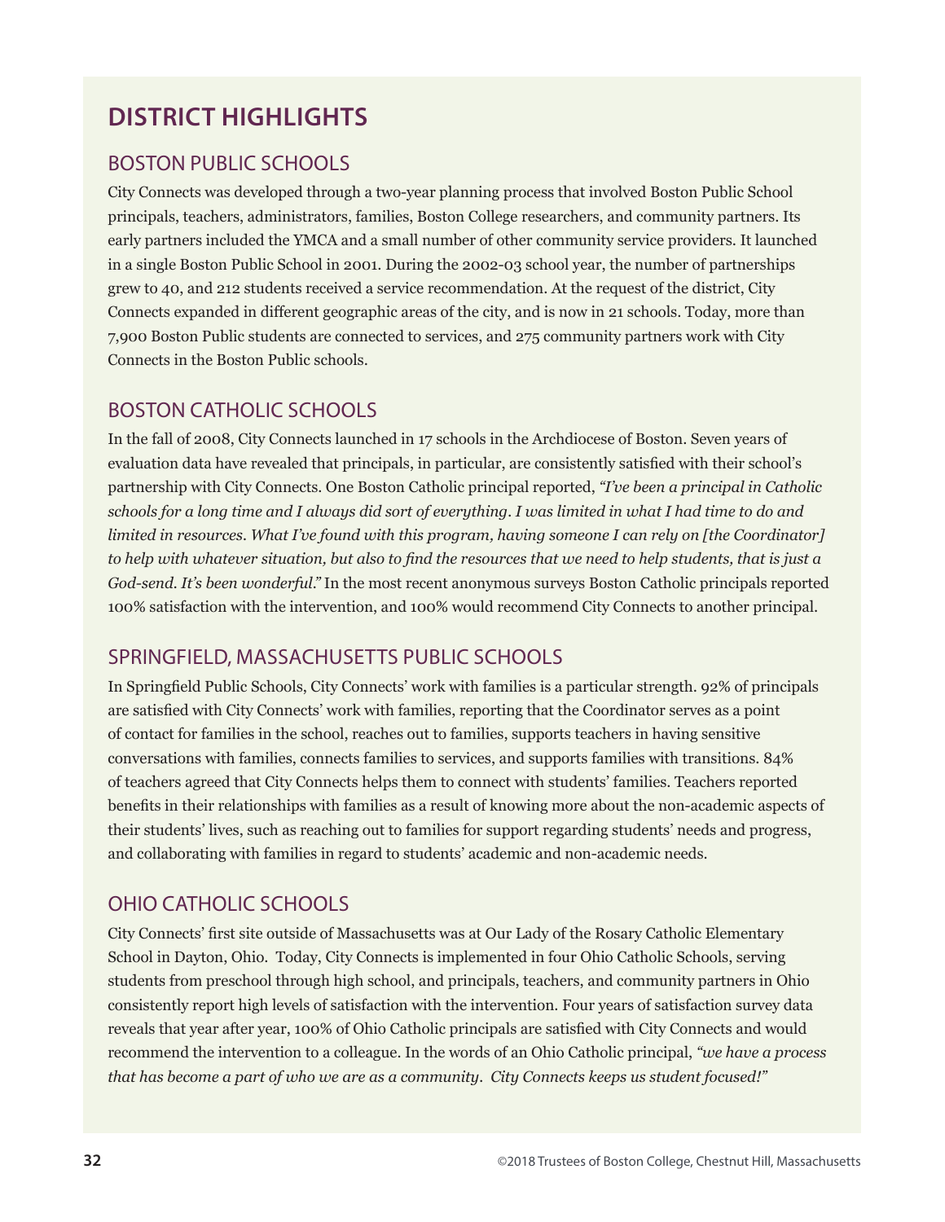## DISTRICT HIGHLIGHTS

### BOSTON PUBLIC SCHOOLS

City Connects was developed through a two-year planning process that involved Boston Public School principals, teachers, administrators, families, Boston College researchers, and community partners. Its early partners included the YMCA and a small number of other community service providers. It launched in a single Boston Public School in 2001. During the 2002-03 school year, the number of partnerships grew to 40, and 212 students received a service recommendation. At the request of the district, City Connects expanded in different geographic areas of the city, and is now in 21 schools. Today, more than 7,900 Boston Public students are connected to services, and 275 community partners work with City Connects in the Boston Public schools.

### BOSTON CATHOLIC SCHOOLS

In the fall of 2008, City Connects launched in 17 schools in the Archdiocese of Boston. Seven years of evaluation data have revealed that principals, in particular, are consistently satisfied with their school's partnership with City Connects. One Boston Catholic principal reported, *"I've been a principal in Catholic schools for a long time and I always did sort of everything. I was limited in what I had time to do and limited in resources. What I've found with this program, having someone I can rely on [the Coordinator] to help with whatever situation, but also to find the resources that we need to help students, that is just a God-send. It's been wonderful."* In the most recent anonymous surveys Boston Catholic principals reported 100% satisfaction with the intervention, and 100% would recommend City Connects to another principal.

### SPRINGFIELD, MASSACHUSETTS PUBLIC SCHOOLS

In Springfield Public Schools, City Connects' work with families is a particular strength. 92% of principals are satisfied with City Connects' work with families, reporting that the Coordinator serves as a point of contact for families in the school, reaches out to families, supports teachers in having sensitive conversations with families, connects families to services, and supports families with transitions. 84% of teachers agreed that City Connects helps them to connect with students' families. Teachers reported benefits in their relationships with families as a result of knowing more about the non-academic aspects of their students' lives, such as reaching out to families for support regarding students' needs and progress, and collaborating with families in regard to students' academic and non-academic needs.

### OHIO CATHOLIC SCHOOLS

City Connects' first site outside of Massachusetts was at Our Lady of the Rosary Catholic Elementary School in Dayton, Ohio. Today, City Connects is implemented in four Ohio Catholic Schools, serving students from preschool through high school, and principals, teachers, and community partners in Ohio consistently report high levels of satisfaction with the intervention. Four years of satisfaction survey data reveals that year after year, 100% of Ohio Catholic principals are satisfied with City Connects and would recommend the intervention to a colleague. In the words of an Ohio Catholic principal, *"we have a process that has become a part of who we are as a community. City Connects keeps us student focused!"*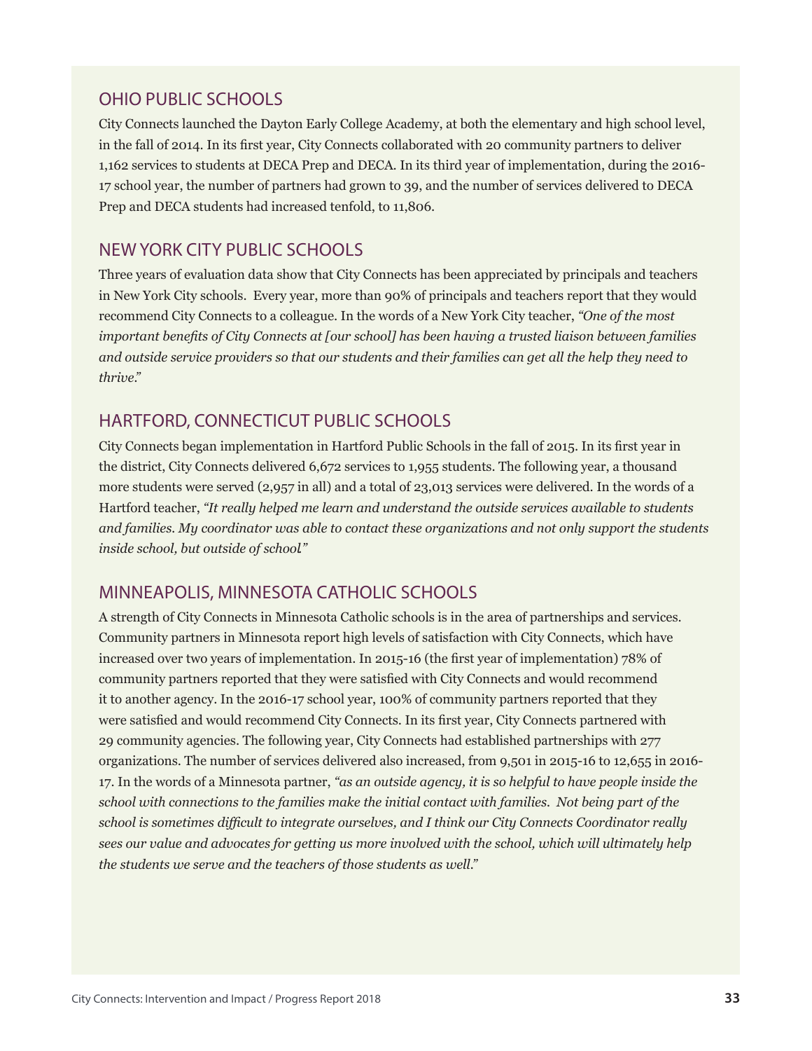## OHIO PUBLIC SCHOOLS

City Connects launched the Dayton Early College Academy, at both the elementary and high school level, in the fall of 2014. In its first year, City Connects collaborated with 20 community partners to deliver 1,162 services to students at DECA Prep and DECA. In its third year of implementation, during the 2016-17 school year, the number of partners had grown to 39, and the number of services delivered to DECA Prep and DECA students had increased tenfold, to 11,806.

## NEW YORK CITY PUBLIC SCHOOLS

Three years of evaluation data show that City Connects has been appreciated by principals and teachers in New York City schools. Every year, more than 90% of principals and teachers report that they would recommend City Connects to a colleague. In the words of a New York City teacher, *"One of the most important benefits of City Connects at [our school] has been having a trusted liaison between families and outside service providers so that our students and their families can get all the help they need to thrive."*

## HARTFORD, CONNECTICUT PUBLIC SCHOOLS

City Connects began implementation in Hartford Public Schools in the fall of 2015. In its first year in the district, City Connects delivered 6,672 services to 1,955 students. The following year, a thousand more students were served (2,957 in all) and a total of 23,013 services were delivered. In the words of a Hartford teacher, *"It really helped me learn and understand the outside services available to students and families. My coordinator was able to contact these organizations and not only support the students inside school, but outside of school."*

## MINNEAPOLIS, MINNESOTA CATHOLIC SCHOOLS

A strength of City Connects in Minnesota Catholic schools is in the area of partnerships and services. Community partners in Minnesota report high levels of satisfaction with City Connects, which have increased over two years of implementation. In 2015-16 (the first year of implementation) 78% of community partners reported that they were satisfied with City Connects and would recommend it to another agency. In the 2016-17 school year, 100% of community partners reported that they were satisfied and would recommend City Connects. In its first year, City Connects partnered with 29 community agencies. The following year, City Connects had established partnerships with 277 organizations. The number of services delivered also increased, from 9,501 in 2015-16 to 12,655 in 2016-17. In the words of a Minnesota partner, *"as an outside agency, it is so helpful to have people inside the school with connections to the families make the initial contact with families. Not being part of the school is sometimes difficult to integrate ourselves, and I think our City Connects Coordinator really sees our value and advocates for getting us more involved with the school, which will ultimately help the students we serve and the teachers of those students as well."*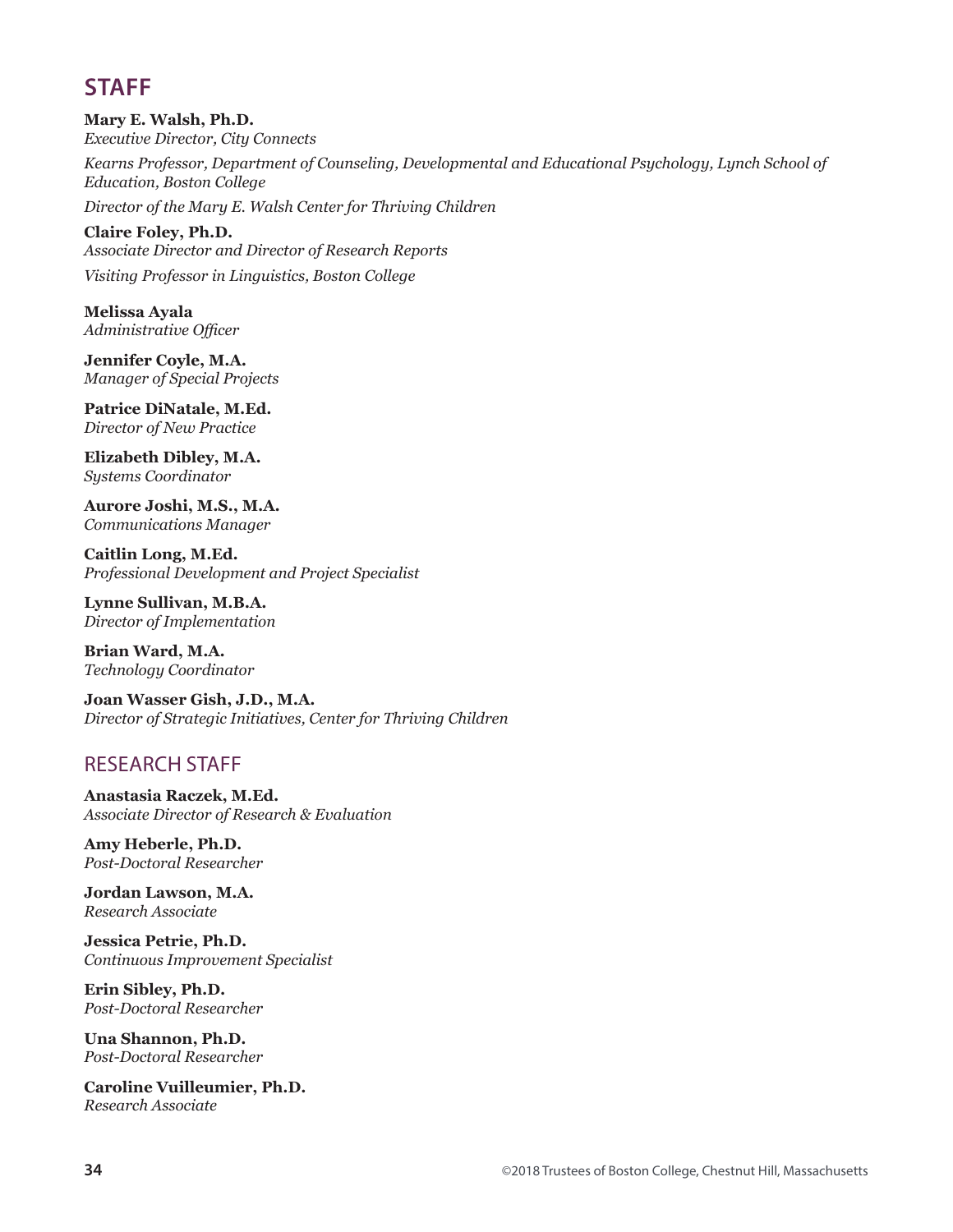## STAFF

**Mary E. Walsh, Ph.D.**
*Executive Director, City Connects*

*Kearns Professor, Department of Counseling, Developmental and Educational Psychology, Lynch School of Education, Boston College*

*Director of the Mary E. Walsh Center for Thriving Children*

**Claire Foley, Ph.D.**
*Associate Director and Director of Research Reports*

*Visiting Professor in Linguistics, Boston College*

**Melissa Ayala**
*Administrative Officer*

**Jennifer Coyle, M.A.**
*Manager of Special Projects*

**Patrice DiNatale, M.Ed.**
*Director of New Practice*

**Elizabeth Dibley, M.A.**
*Systems Coordinator*

**Aurore Joshi, M.S., M.A.**
*Communications Manager*

**Caitlin Long, M.Ed.**
*Professional Development and Project Specialist*

**Lynne Sullivan, M.B.A.**
*Director of Implementation*

**Brian Ward, M.A.**
*Technology Coordinator*

**Joan Wasser Gish, J.D., M.A.**
*Director of Strategic Initiatives, Center for Thriving Children*

### RESEARCH STAFF

**Anastasia Raczek, M.Ed.**
*Associate Director of Research & Evaluation*

**Amy Heberle, Ph.D.**
*Post-Doctoral Researcher*

**Jordan Lawson, M.A.**
*Research Associate*

**Jessica Petrie, Ph.D.**
*Continuous Improvement Specialist*

**Erin Sibley, Ph.D.**
*Post-Doctoral Researcher*

**Una Shannon, Ph.D.**
*Post-Doctoral Researcher*

**Caroline Vuilleumier, Ph.D.**
*Research Associate*

©2018 Trustees of Boston College, Chestnut Hill, Massachusetts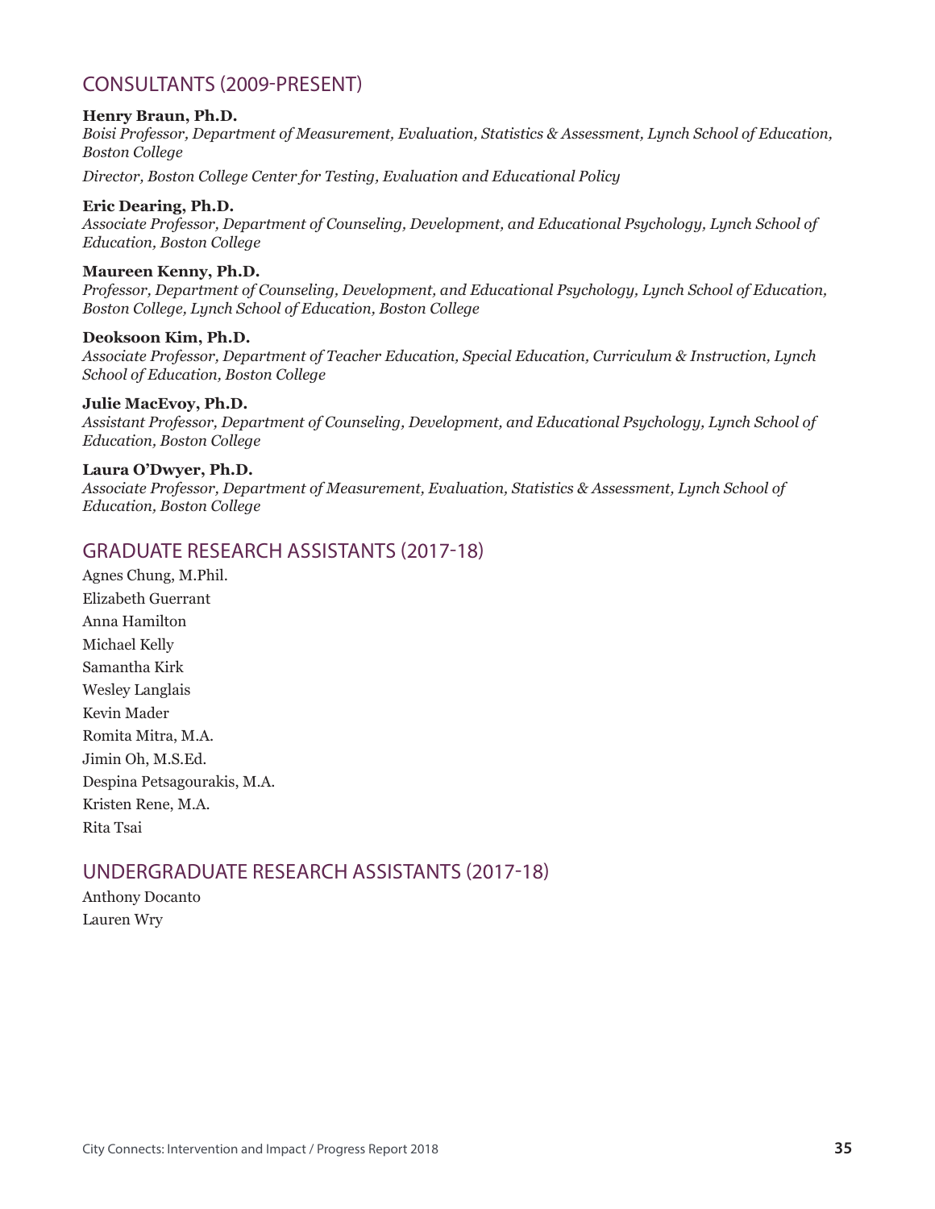## CONSULTANTS (2009-PRESENT)

**Henry Braun, Ph.D.**
*Boisi Professor, Department of Measurement, Evaluation, Statistics & Assessment, Lynch School of Education, Boston College*

*Director, Boston College Center for Testing, Evaluation and Educational Policy*

**Eric Dearing, Ph.D.**
*Associate Professor, Department of Counseling, Development, and Educational Psychology, Lynch School of Education, Boston College*

**Maureen Kenny, Ph.D.**
*Professor, Department of Counseling, Development, and Educational Psychology, Lynch School of Education, Boston College, Lynch School of Education, Boston College*

**Deoksoon Kim, Ph.D.**
*Associate Professor, Department of Teacher Education, Special Education, Curriculum & Instruction, Lynch School of Education, Boston College*

**Julie MacEvoy, Ph.D.**
*Assistant Professor, Department of Counseling, Development, and Educational Psychology, Lynch School of Education, Boston College*

**Laura O'Dwyer, Ph.D.**
*Associate Professor, Department of Measurement, Evaluation, Statistics & Assessment, Lynch School of Education, Boston College*

## GRADUATE RESEARCH ASSISTANTS (2017-18)

Agnes Chung, M.Phil.
Elizabeth Guerrant
Anna Hamilton
Michael Kelly
Samantha Kirk
Wesley Langlais
Kevin Mader
Romita Mitra, M.A.
Jimin Oh, M.S.Ed.
Despina Petsagourakis, M.A.
Kristen Rene, M.A.
Rita Tsai

## UNDERGRADUATE RESEARCH ASSISTANTS (2017-18)

Anthony Docanto
Lauren Wry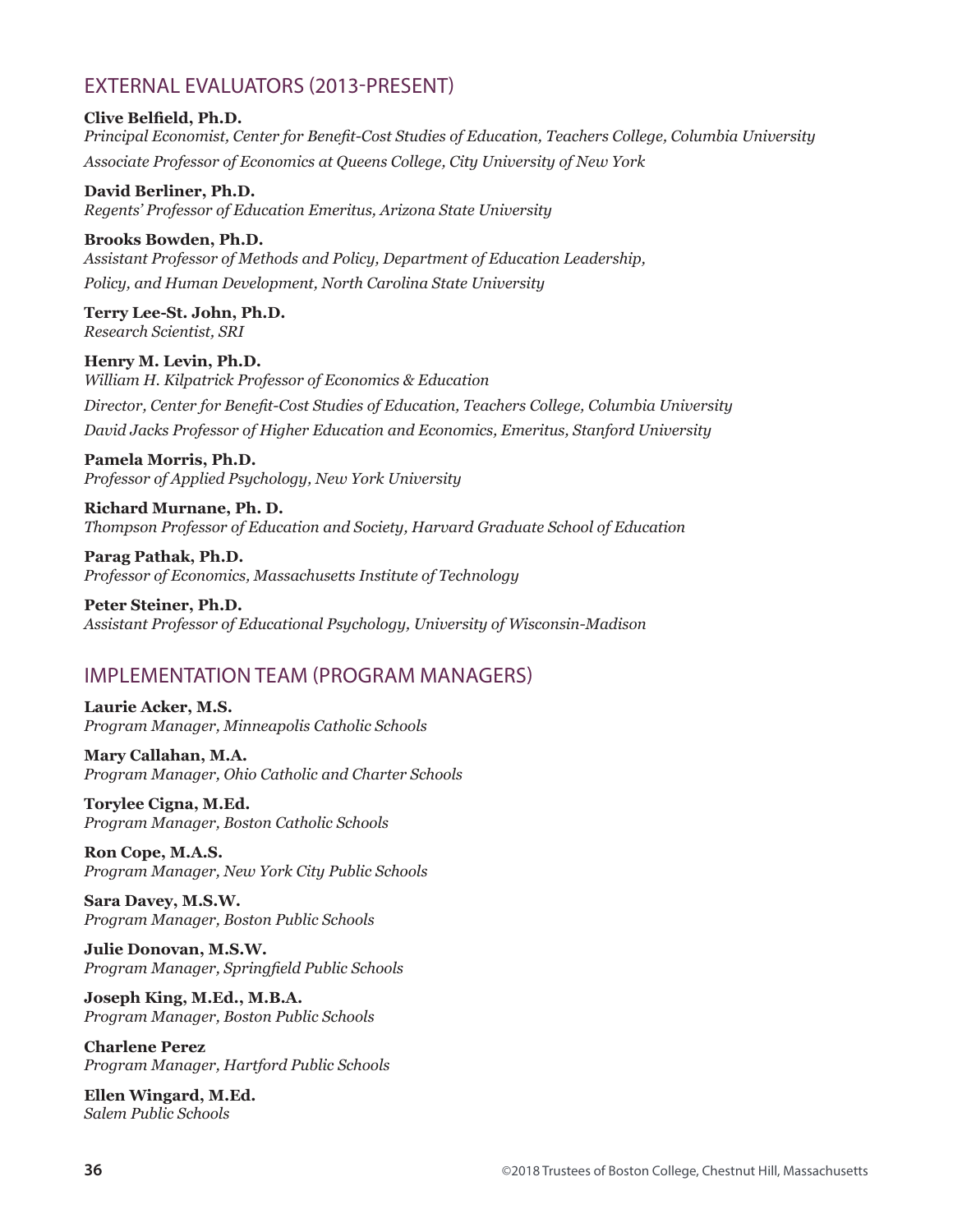## EXTERNAL EVALUATORS (2013-PRESENT)

**Clive Belfield, Ph.D.**
*Principal Economist, Center for Benefit-Cost Studies of Education, Teachers College, Columbia University*
*Associate Professor of Economics at Queens College, City University of New York*

**David Berliner, Ph.D.**
*Regents' Professor of Education Emeritus, Arizona State University*

**Brooks Bowden, Ph.D.**
*Assistant Professor of Methods and Policy, Department of Education Leadership, Policy, and Human Development, North Carolina State University*

**Terry Lee-St. John, Ph.D.**
*Research Scientist, SRI*

**Henry M. Levin, Ph.D.**
*William H. Kilpatrick Professor of Economics & Education*
*Director, Center for Benefit-Cost Studies of Education, Teachers College, Columbia University*
*David Jacks Professor of Higher Education and Economics, Emeritus, Stanford University*

**Pamela Morris, Ph.D.**
*Professor of Applied Psychology, New York University*

**Richard Murnane, Ph. D.**
*Thompson Professor of Education and Society, Harvard Graduate School of Education*

**Parag Pathak, Ph.D.**
*Professor of Economics, Massachusetts Institute of Technology*

**Peter Steiner, Ph.D.**
*Assistant Professor of Educational Psychology, University of Wisconsin-Madison*

## IMPLEMENTATION TEAM (PROGRAM MANAGERS)

**Laurie Acker, M.S.**
*Program Manager, Minneapolis Catholic Schools*

**Mary Callahan, M.A.**
*Program Manager, Ohio Catholic and Charter Schools*

**Torylee Cigna, M.Ed.**
*Program Manager, Boston Catholic Schools*

**Ron Cope, M.A.S.**
*Program Manager, New York City Public Schools*

**Sara Davey, M.S.W.**
*Program Manager, Boston Public Schools*

**Julie Donovan, M.S.W.**
*Program Manager, Springfield Public Schools*

**Joseph King, M.Ed., M.B.A.**
*Program Manager, Boston Public Schools*

**Charlene Perez**
*Program Manager, Hartford Public Schools*

**Ellen Wingard, M.Ed.**
*Salem Public Schools*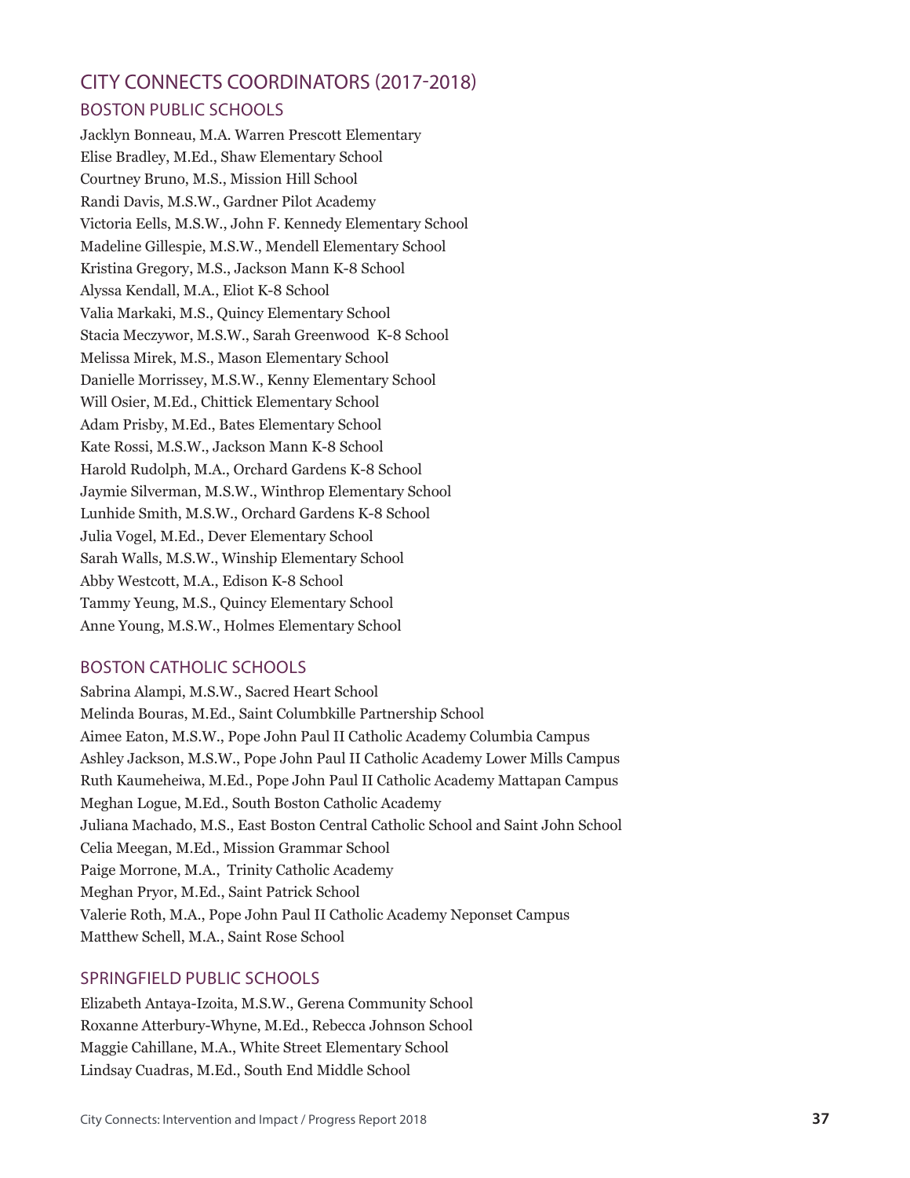# CITY CONNECTS COORDINATORS (2017-2018)

## BOSTON PUBLIC SCHOOLS

Jacklyn Bonneau, M.A. Warren Prescott Elementary
Elise Bradley, M.Ed., Shaw Elementary School
Courtney Bruno, M.S., Mission Hill School
Randi Davis, M.S.W., Gardner Pilot Academy
Victoria Eells, M.S.W., John F. Kennedy Elementary School
Madeline Gillespie, M.S.W., Mendell Elementary School
Kristina Gregory, M.S., Jackson Mann K-8 School
Alyssa Kendall, M.A., Eliot K-8 School
Valia Markaki, M.S., Quincy Elementary School
Stacia Meczywor, M.S.W., Sarah Greenwood K-8 School
Melissa Mirek, M.S., Mason Elementary School
Danielle Morrissey, M.S.W., Kenny Elementary School
Will Osier, M.Ed., Chittick Elementary School
Adam Prisby, M.Ed., Bates Elementary School
Kate Rossi, M.S.W., Jackson Mann K-8 School
Harold Rudolph, M.A., Orchard Gardens K-8 School
Jaymie Silverman, M.S.W., Winthrop Elementary School
Lunhide Smith, M.S.W., Orchard Gardens K-8 School
Julia Vogel, M.Ed., Dever Elementary School
Sarah Walls, M.S.W., Winship Elementary School
Abby Westcott, M.A., Edison K-8 School
Tammy Yeung, M.S., Quincy Elementary School
Anne Young, M.S.W., Holmes Elementary School

## BOSTON CATHOLIC SCHOOLS

Sabrina Alampi, M.S.W., Sacred Heart School
Melinda Bouras, M.Ed., Saint Columbkille Partnership School
Aimee Eaton, M.S.W., Pope John Paul II Catholic Academy Columbia Campus
Ashley Jackson, M.S.W., Pope John Paul II Catholic Academy Lower Mills Campus
Ruth Kaumeheiwa, M.Ed., Pope John Paul II Catholic Academy Mattapan Campus
Meghan Logue, M.Ed., South Boston Catholic Academy
Juliana Machado, M.S., East Boston Central Catholic School and Saint John School
Celia Meegan, M.Ed., Mission Grammar School
Paige Morrone, M.A., Trinity Catholic Academy
Meghan Pryor, M.Ed., Saint Patrick School
Valerie Roth, M.A., Pope John Paul II Catholic Academy Neponset Campus
Matthew Schell, M.A., Saint Rose School

## SPRINGFIELD PUBLIC SCHOOLS

Elizabeth Antaya-Izoita, M.S.W., Gerena Community School
Roxanne Atterbury-Whyne, M.Ed., Rebecca Johnson School
Maggie Cahillane, M.A., White Street Elementary School
Lindsay Cuadras, M.Ed., South End Middle School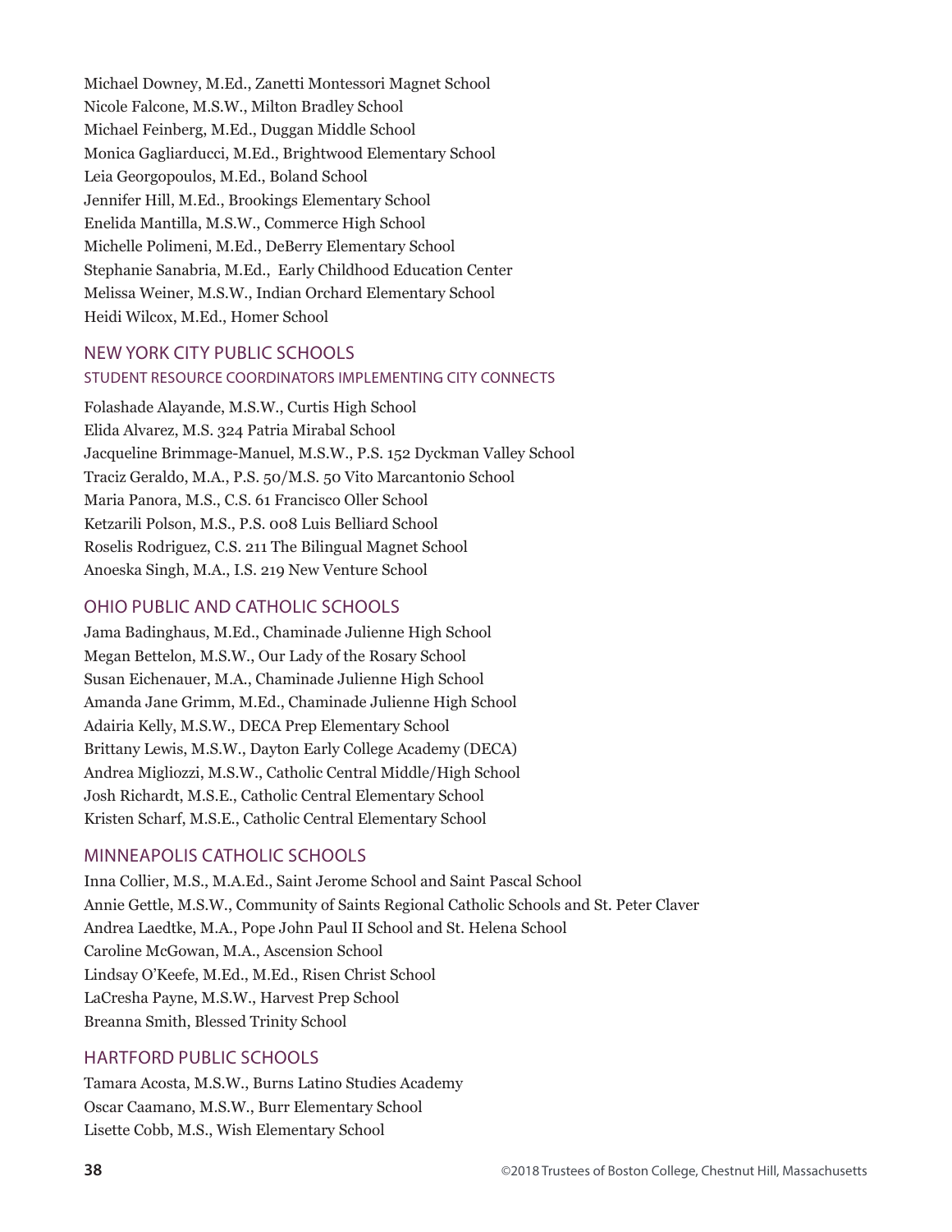Michael Downey, M.Ed., Zanetti Montessori Magnet School
Nicole Falcone, M.S.W., Milton Bradley School
Michael Feinberg, M.Ed., Duggan Middle School
Monica Gagliarducci, M.Ed., Brightwood Elementary School
Leia Georgopoulos, M.Ed., Boland School
Jennifer Hill, M.Ed., Brookings Elementary School
Enelida Mantilla, M.S.W., Commerce High School
Michelle Polimeni, M.Ed., DeBerry Elementary School
Stephanie Sanabria, M.Ed., Early Childhood Education Center
Melissa Weiner, M.S.W., Indian Orchard Elementary School
Heidi Wilcox, M.Ed., Homer School

## NEW YORK CITY PUBLIC SCHOOLS

### STUDENT RESOURCE COORDINATORS IMPLEMENTING CITY CONNECTS

Folashade Alayande, M.S.W., Curtis High School
Elida Alvarez, M.S. 324 Patria Mirabal School
Jacqueline Brimmage-Manuel, M.S.W., P.S. 152 Dyckman Valley School
Traciz Geraldo, M.A., P.S. 50/M.S. 50 Vito Marcantonio School
Maria Panora, M.S., C.S. 61 Francisco Oller School
Ketzarili Polson, M.S., P.S. 008 Luis Belliard School
Roselis Rodriguez, C.S. 211 The Bilingual Magnet School
Anoeska Singh, M.A., I.S. 219 New Venture School

## OHIO PUBLIC AND CATHOLIC SCHOOLS

Jama Badinghaus, M.Ed., Chaminade Julienne High School
Megan Bettelon, M.S.W., Our Lady of the Rosary School
Susan Eichenauer, M.A., Chaminade Julienne High School
Amanda Jane Grimm, M.Ed., Chaminade Julienne High School
Adairia Kelly, M.S.W., DECA Prep Elementary School
Brittany Lewis, M.S.W., Dayton Early College Academy (DECA)
Andrea Migliozzi, M.S.W., Catholic Central Middle/High School
Josh Richardt, M.S.E., Catholic Central Elementary School
Kristen Scharf, M.S.E., Catholic Central Elementary School

## MINNEAPOLIS CATHOLIC SCHOOLS

Inna Collier, M.S., M.A.Ed., Saint Jerome School and Saint Pascal School
Annie Gettle, M.S.W., Community of Saints Regional Catholic Schools and St. Peter Claver
Andrea Laedtke, M.A., Pope John Paul II School and St. Helena School
Caroline McGowan, M.A., Ascension School
Lindsay O'Keefe, M.Ed., M.Ed., Risen Christ School
LaCresha Payne, M.S.W., Harvest Prep School
Breanna Smith, Blessed Trinity School

## HARTFORD PUBLIC SCHOOLS

Tamara Acosta, M.S.W., Burns Latino Studies Academy
Oscar Caamano, M.S.W., Burr Elementary School
Lisette Cobb, M.S., Wish Elementary School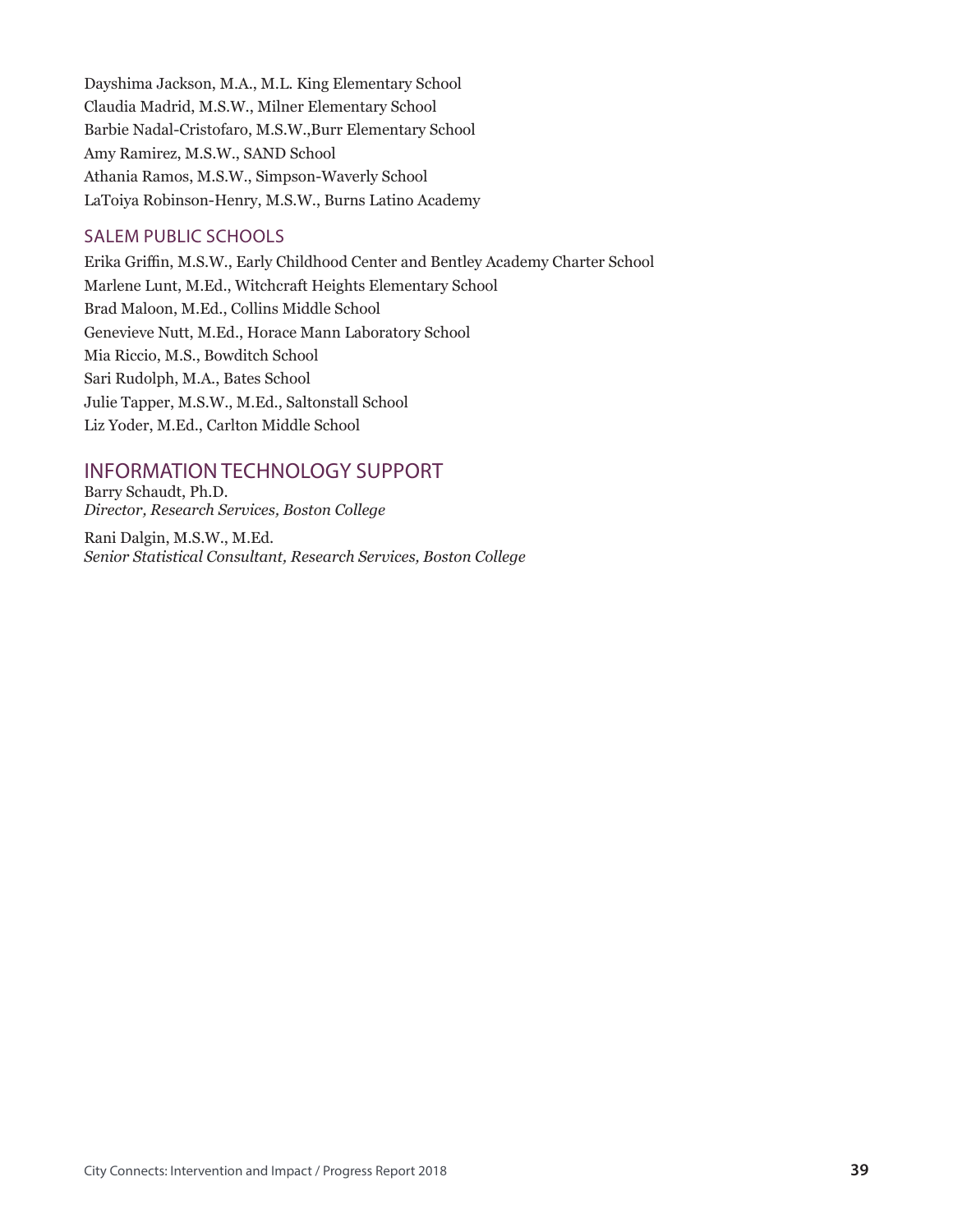Dayshima Jackson, M.A., M.L. King Elementary School
Claudia Madrid, M.S.W., Milner Elementary School
Barbie Nadal-Cristofaro, M.S.W.,Burr Elementary School
Amy Ramirez, M.S.W., SAND School
Athania Ramos, M.S.W., Simpson-Waverly School
LaToiya Robinson-Henry, M.S.W., Burns Latino Academy

### SALEM PUBLIC SCHOOLS

Erika Griffin, M.S.W., Early Childhood Center and Bentley Academy Charter School
Marlene Lunt, M.Ed., Witchcraft Heights Elementary School
Brad Maloon, M.Ed., Collins Middle School
Genevieve Nutt, M.Ed., Horace Mann Laboratory School
Mia Riccio, M.S., Bowditch School
Sari Rudolph, M.A., Bates School
Julie Tapper, M.S.W., M.Ed., Saltonstall School
Liz Yoder, M.Ed., Carlton Middle School

## INFORMATION TECHNOLOGY SUPPORT

Barry Schaudt, Ph.D.
*Director, Research Services, Boston College*

Rani Dalgin, M.S.W., M.Ed.
*Senior Statistical Consultant, Research Services, Boston College*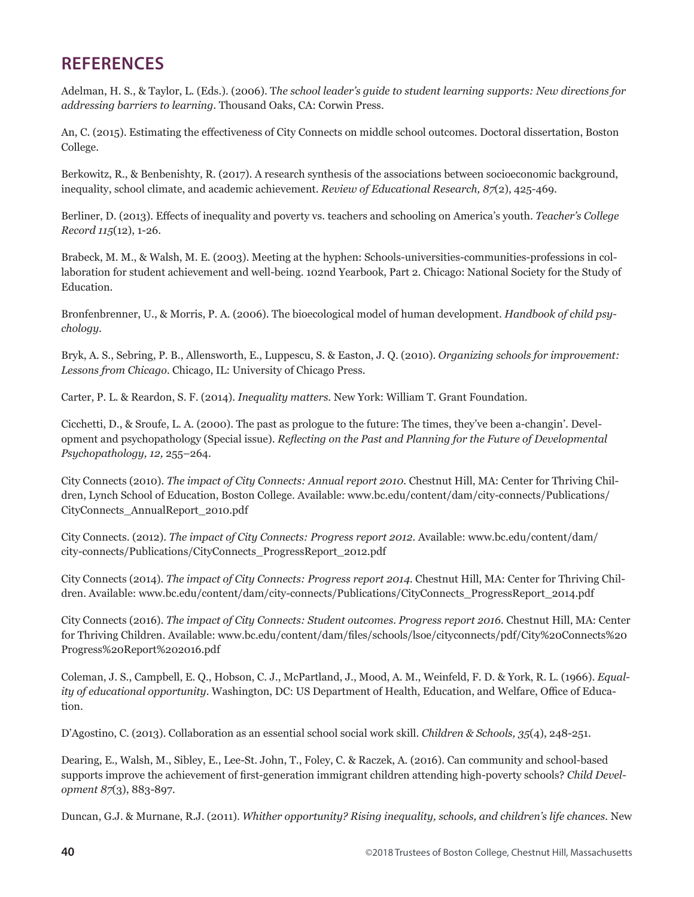## REFERENCES

Adelman, H. S., & Taylor, L. (Eds.). (2006). T*he school leader's guide to student learning supports: New directions for addressing barriers to learning*. Thousand Oaks, CA: Corwin Press.

An, C. (2015). Estimating the effectiveness of City Connects on middle school outcomes. Doctoral dissertation, Boston College.

Berkowitz, R., & Benbenishty, R. (2017). A research synthesis of the associations between socioeconomic background, inequality, school climate, and academic achievement. *Review of Educational Research, 87*(2), 425-469.

Berliner, D. (2013). Effects of inequality and poverty vs. teachers and schooling on America's youth. *Teacher's College Record 115*(12), 1-26.

Brabeck, M. M., & Walsh, M. E. (2003). Meeting at the hyphen: Schools-universities-communities-professions in collaboration for student achievement and well-being. 102nd Yearbook, Part 2. Chicago: National Society for the Study of Education.

Bronfenbrenner, U., & Morris, P. A. (2006). The bioecological model of human development. *Handbook of child psychology*.

Bryk, A. S., Sebring, P. B., Allensworth, E., Luppescu, S. & Easton, J. Q. (2010). *Organizing schools for improvement: Lessons from Chicago*. Chicago, IL: University of Chicago Press.

Carter, P. L. & Reardon, S. F. (2014). *Inequality matters.* New York: William T. Grant Foundation.

Cicchetti, D., & Sroufe, L. A. (2000). The past as prologue to the future: The times, they've been a-changin'. Development and psychopathology (Special issue). *Reflecting on the Past and Planning for the Future of Developmental Psychopathology, 12,* 255–264.

City Connects (2010). *The impact of City Connects: Annual report 2010.* Chestnut Hill, MA: Center for Thriving Children, Lynch School of Education, Boston College. Available: www.bc.edu/content/dam/city-connects/Publications/CityConnects_AnnualReport_2010.pdf

City Connects. (2012). *The impact of City Connects: Progress report 2012*. Available: www.bc.edu/content/dam/city-connects/Publications/CityConnects_ProgressReport_2012.pdf

City Connects (2014). *The impact of City Connects: Progress report 2014.* Chestnut Hill, MA: Center for Thriving Children. Available: www.bc.edu/content/dam/city-connects/Publications/CityConnects_ProgressReport_2014.pdf

City Connects (2016). *The impact of City Connects: Student outcomes. Progress report 2016.* Chestnut Hill, MA: Center for Thriving Children. Available: www.bc.edu/content/dam/files/schools/lsoe/cityconnects/pdf/City%20Connects%20Progress%20Report%202016.pdf

Coleman, J. S., Campbell, E. Q., Hobson, C. J., McPartland, J., Mood, A. M., Weinfeld, F. D. & York, R. L. (1966). *Equality of educational opportunity*. Washington, DC: US Department of Health, Education, and Welfare, Office of Education.

D'Agostino, C. (2013). Collaboration as an essential school social work skill. *Children & Schools, 35*(4), 248-251.

Dearing, E., Walsh, M., Sibley, E., Lee-St. John, T., Foley, C. & Raczek, A. (2016). Can community and school-based supports improve the achievement of first-generation immigrant children attending high-poverty schools? *Child Development 87*(3), 883-897.

Duncan, G.J. & Murnane, R.J. (2011). *Whither opportunity? Rising inequality, schools, and children's life chances.* New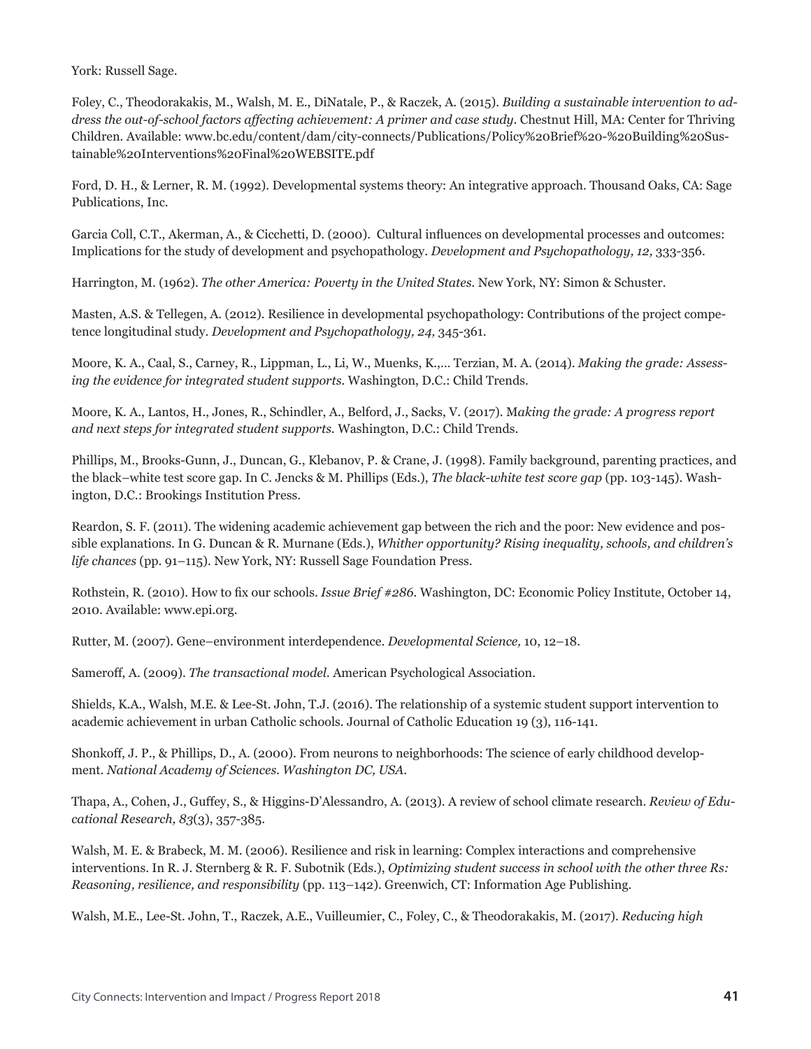York: Russell Sage.

Foley, C., Theodorakakis, M., Walsh, M. E., DiNatale, P., & Raczek, A. (2015). *Building a sustainable intervention to address the out-of-school factors affecting achievement: A primer and case study*. Chestnut Hill, MA: Center for Thriving Children. Available: www.bc.edu/content/dam/city-connects/Publications/Policy%20Brief%20-%20Building%20Sustainable%20Interventions%20Final%20WEBSITE.pdf

Ford, D. H., & Lerner, R. M. (1992). Developmental systems theory: An integrative approach. Thousand Oaks, CA: Sage Publications, Inc.

Garcia Coll, C.T., Akerman, A., & Cicchetti, D. (2000). Cultural influences on developmental processes and outcomes: Implications for the study of development and psychopathology. *Development and Psychopathology, 12,* 333-356.

Harrington, M. (1962). *The other America: Poverty in the United States*. New York, NY: Simon & Schuster.

Masten, A.S. & Tellegen, A. (2012). Resilience in developmental psychopathology: Contributions of the project competence longitudinal study. *Development and Psychopathology, 24,* 345-361.

Moore, K. A., Caal, S., Carney, R., Lippman, L., Li, W., Muenks, K.,… Terzian, M. A. (2014). *Making the grade: Assessing the evidence for integrated student supports*. Washington, D.C.: Child Trends.

Moore, K. A., Lantos, H., Jones, R., Schindler, A., Belford, J., Sacks, V. (2017). M*aking the grade: A progress report and next steps for integrated student supports*. Washington, D.C.: Child Trends.

Phillips, M., Brooks-Gunn, J., Duncan, G., Klebanov, P. & Crane, J. (1998). Family background, parenting practices, and the black–white test score gap. In C. Jencks & M. Phillips (Eds.), *The black-white test score gap* (pp. 103-145). Washington, D.C.: Brookings Institution Press.

Reardon, S. F. (2011). The widening academic achievement gap between the rich and the poor: New evidence and possible explanations. In G. Duncan & R. Murnane (Eds.), *Whither opportunity? Rising inequality, schools, and children's life chances* (pp. 91–115). New York, NY: Russell Sage Foundation Press.

Rothstein, R. (2010). How to fix our schools. *Issue Brief #286*. Washington, DC: Economic Policy Institute, October 14, 2010. Available: www.epi.org.

Rutter, M. (2007). Gene–environment interdependence. *Developmental Science,* 10, 12–18.

Sameroff, A. (2009). *The transactional model*. American Psychological Association.

Shields, K.A., Walsh, M.E. & Lee-St. John, T.J. (2016). The relationship of a systemic student support intervention to academic achievement in urban Catholic schools. Journal of Catholic Education 19 (3), 116-141.

Shonkoff, J. P., & Phillips, D., A. (2000). From neurons to neighborhoods: The science of early childhood development. *National Academy of Sciences. Washington DC, USA*.

Thapa, A., Cohen, J., Guffey, S., & Higgins-D'Alessandro, A. (2013). A review of school climate research. *Review of Educational Research, 83*(3), 357-385.

Walsh, M. E. & Brabeck, M. M. (2006). Resilience and risk in learning: Complex interactions and comprehensive interventions. In R. J. Sternberg & R. F. Subotnik (Eds.), *Optimizing student success in school with the other three Rs: Reasoning, resilience, and responsibility* (pp. 113–142). Greenwich, CT: Information Age Publishing.

Walsh, M.E., Lee-St. John, T., Raczek, A.E., Vuilleumier, C., Foley, C., & Theodorakakis, M. (2017). *Reducing high*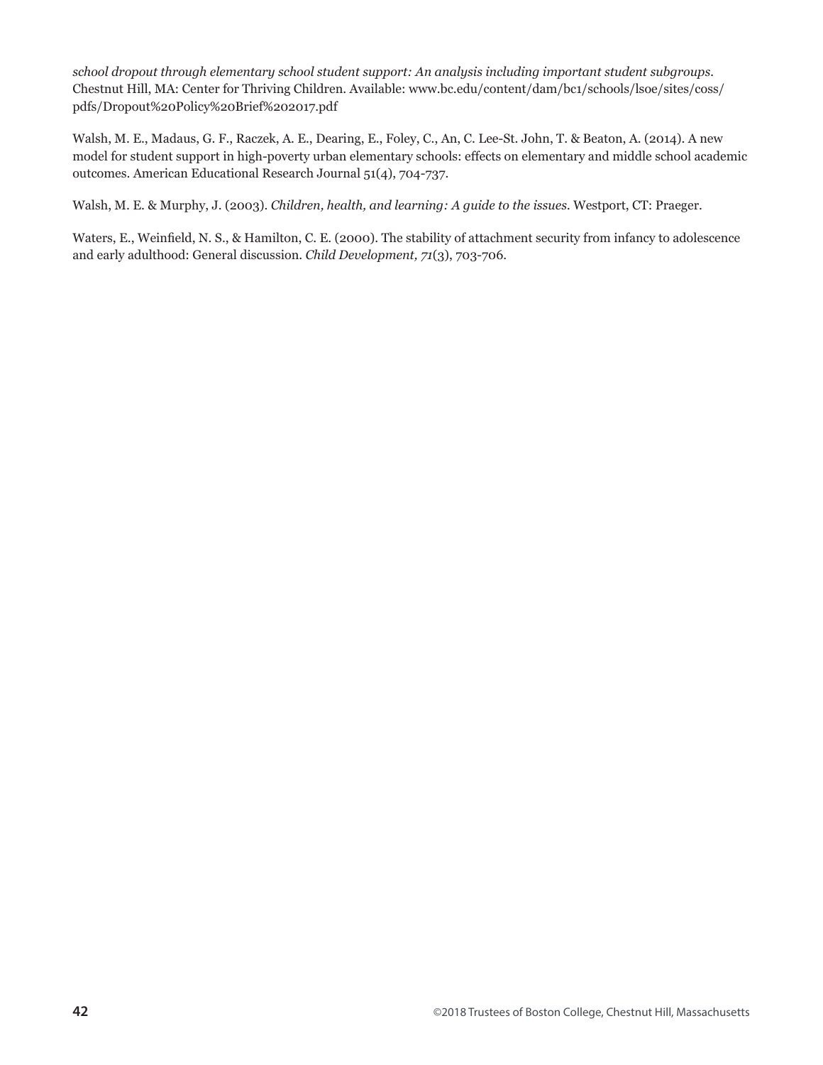*school dropout through elementary school student support: An analysis including important student subgroups.* Chestnut Hill, MA: Center for Thriving Children. Available: www.bc.edu/content/dam/bc1/schools/lsoe/sites/coss/pdfs/Dropout%20Policy%20Brief%202017.pdf

Walsh, M. E., Madaus, G. F., Raczek, A. E., Dearing, E., Foley, C., An, C. Lee-St. John, T. & Beaton, A. (2014). A new model for student support in high-poverty urban elementary schools: effects on elementary and middle school academic outcomes. American Educational Research Journal 51(4), 704-737.

Walsh, M. E. & Murphy, J. (2003). *Children, health, and learning: A guide to the issues.* Westport, CT: Praeger.

Waters, E., Weinfield, N. S., & Hamilton, C. E. (2000). The stability of attachment security from infancy to adolescence and early adulthood: General discussion. *Child Development, 71*(3), 703-706.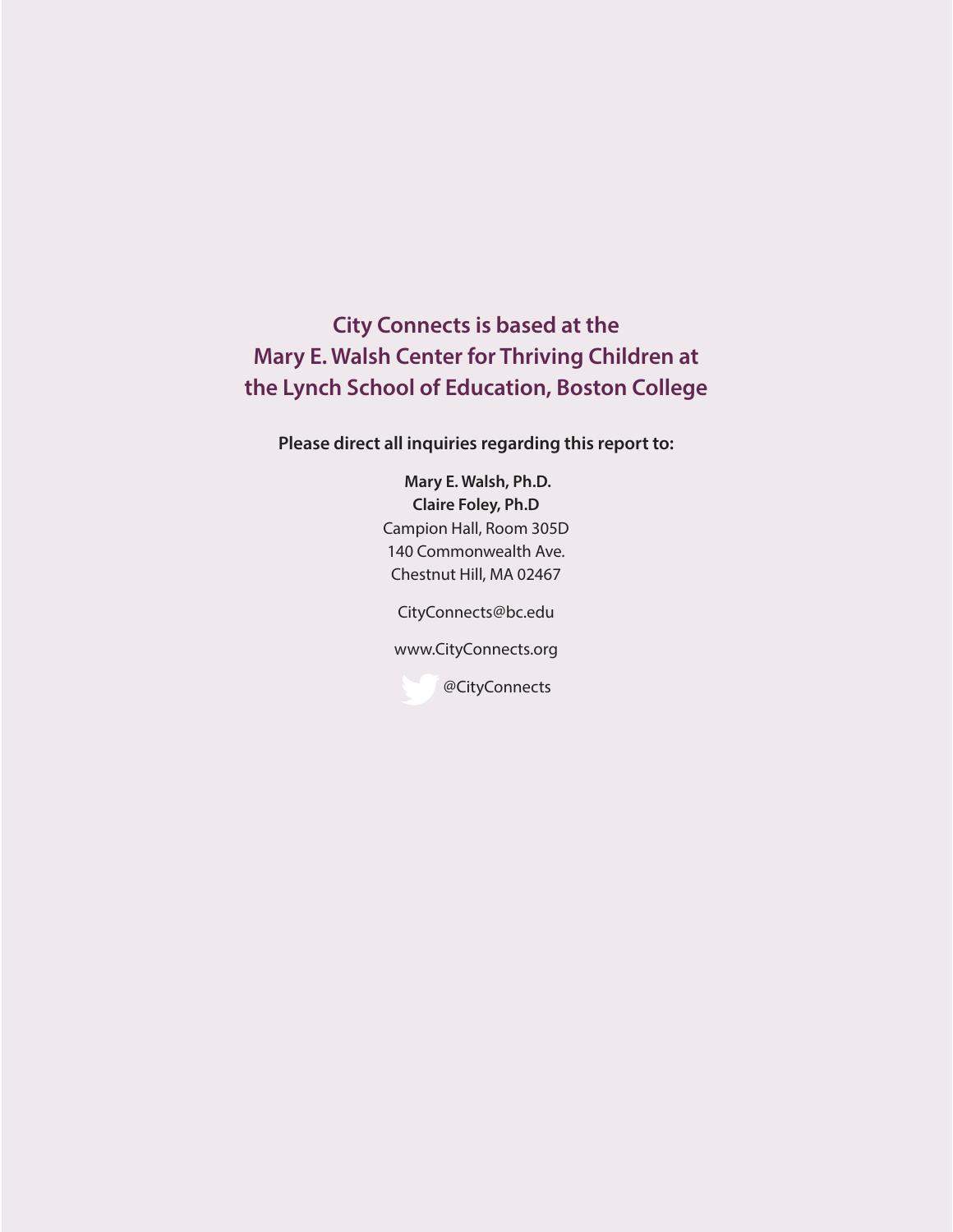**City Connects is based at the Mary E. Walsh Center for Thriving Children at the Lynch School of Education, Boston College**

**Please direct all inquiries regarding this report to:**

**Mary E. Walsh, Ph.D.**
**Claire Foley, Ph.D**
Campion Hall, Room 305D
140 Commonwealth Ave.
Chestnut Hill, MA 02467

CityConnects@bc.edu

www.CityConnects.org

@CityConnects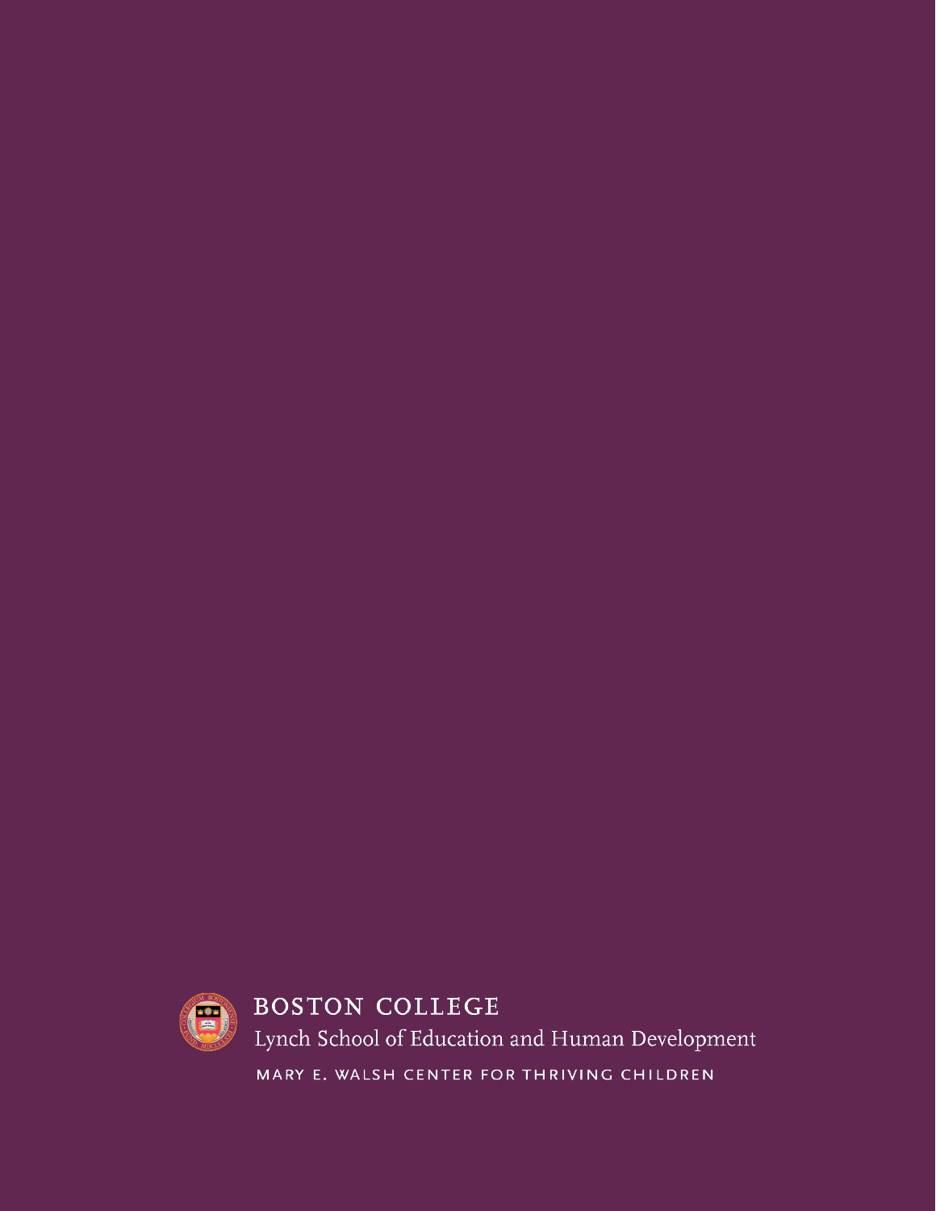BOSTON COLLEGE

Lynch School of Education and Human Development

MARY E. WALSH CENTER FOR THRIVING CHILDREN